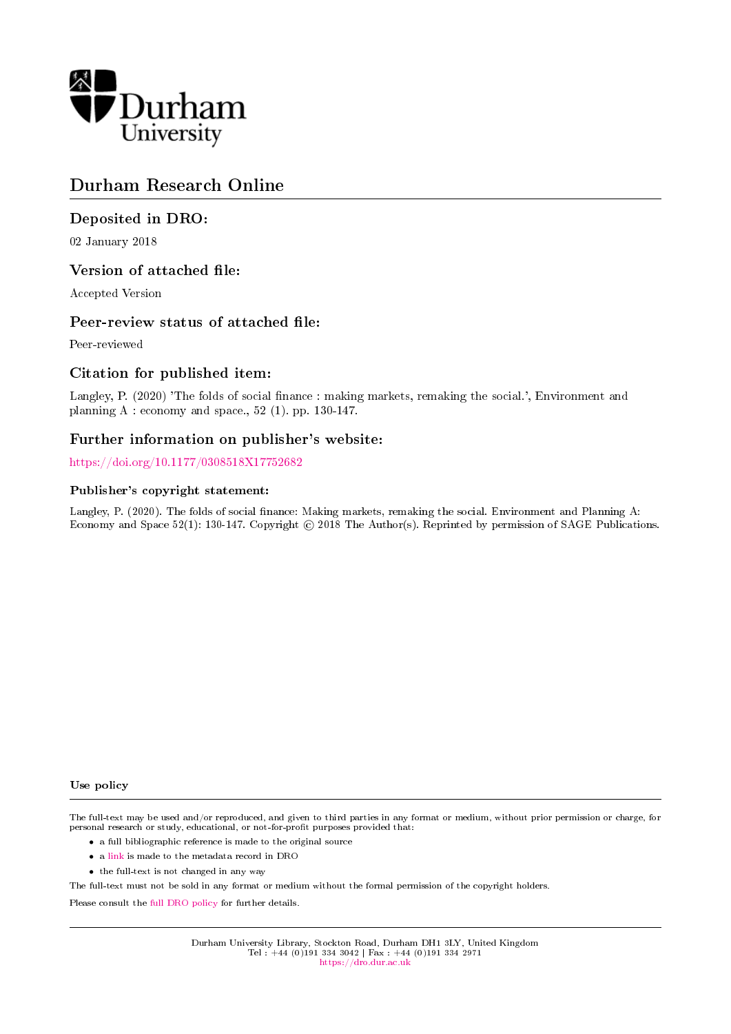# Durham Research Online

## Deposited in DRO:

02 January 2018

## Version of attached file:

Accepted Version

## Peer-review status of attached file:

Peer-reviewed

## Citation for published item:

Langley, P. (2020) 'The folds of social finance : making markets, remaking the social.', Environment and planning A : economy and space., 52 (1). pp. 130-147.

## Further information on publisher's website:

https://doi.org/10.1177/0308518X17752682

### Publisher's copyright statement:

Langley, P. (2020). The folds of social finance: Making markets, remaking the social. Environment and Planning A: Economy and Space 52(1): 130-147. Copyright © 2018 The Author(s). Reprinted by permission of SAGE Publications.

### Use policy

The full-text may be used and/or reproduced, and given to third parties in any format or medium, without prior permission or charge, for personal research or study, educational, or not-for-profit purposes provided that:

- a full bibliographic reference is made to the original source
- a link is made to the metadata record in DRO
- the full-text is not changed in any way

The full-text must not be sold in any format or medium without the formal permission of the copyright holders.

Please consult the full DRO policy for further details.

Durham University Library, Stockton Road, Durham DH1 3LY, United Kingdom
Tel : +44 (0)191 334 3042 | Fax : +44 (0)191 334 2971
https://dro.dur.ac.uk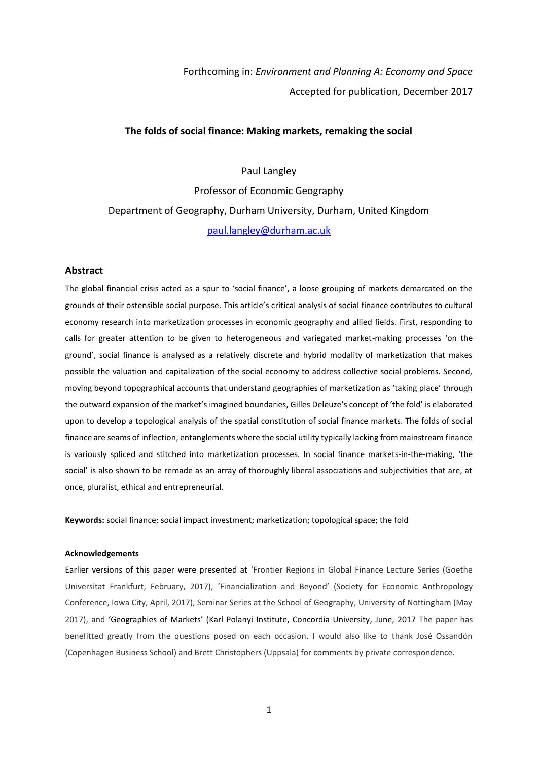Forthcoming in: *Environment and Planning A: Economy and Space*

Accepted for publication, December 2017

**The folds of social finance: Making markets, remaking the social**

Paul Langley

Professor of Economic Geography

Department of Geography, Durham University, Durham, United Kingdom

paul.langley@durham.ac.uk

## Abstract

The global financial crisis acted as a spur to 'social finance', a loose grouping of markets demarcated on the grounds of their ostensible social purpose. This article's critical analysis of social finance contributes to cultural economy research into marketization processes in economic geography and allied fields. First, responding to calls for greater attention to be given to heterogeneous and variegated market-making processes 'on the ground', social finance is analysed as a relatively discrete and hybrid modality of marketization that makes possible the valuation and capitalization of the social economy to address collective social problems. Second, moving beyond topographical accounts that understand geographies of marketization as 'taking place' through the outward expansion of the market's imagined boundaries, Gilles Deleuze's concept of 'the fold' is elaborated upon to develop a topological analysis of the spatial constitution of social finance markets. The folds of social finance are seams of inflection, entanglements where the social utility typically lacking from mainstream finance is variously spliced and stitched into marketization processes. In social finance markets-in-the-making, 'the social' is also shown to be remade as an array of thoroughly liberal associations and subjectivities that are, at once, pluralist, ethical and entrepreneurial.

**Keywords:** social finance; social impact investment; marketization; topological space; the fold

#### Acknowledgements

Earlier versions of this paper were presented at 'Frontier Regions in Global Finance Lecture Series (Goethe Universitat Frankfurt, February, 2017), 'Financialization and Beyond' (Society for Economic Anthropology Conference, Iowa City, April, 2017), Seminar Series at the School of Geography, University of Nottingham (May 2017), and 'Geographies of Markets' (Karl Polanyi Institute, Concordia University, June, 2017 The paper has benefitted greatly from the questions posed on each occasion. I would also like to thank José Ossandón (Copenhagen Business School) and Brett Christophers (Uppsala) for comments by private correspondence.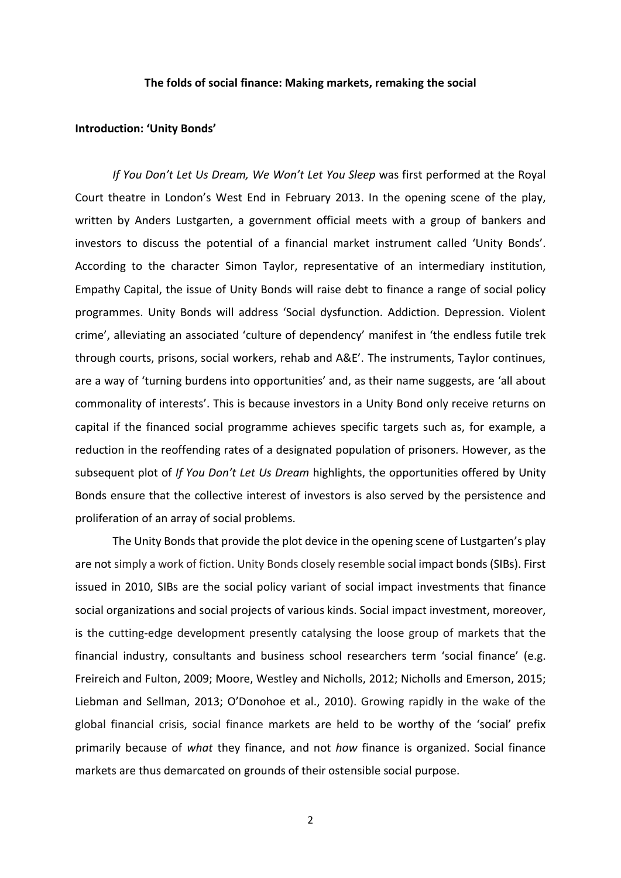**The folds of social finance: Making markets, remaking the social**

**Introduction: 'Unity Bonds'**

*If You Don't Let Us Dream, We Won't Let You Sleep* was first performed at the Royal Court theatre in London's West End in February 2013. In the opening scene of the play, written by Anders Lustgarten, a government official meets with a group of bankers and investors to discuss the potential of a financial market instrument called 'Unity Bonds'. According to the character Simon Taylor, representative of an intermediary institution, Empathy Capital, the issue of Unity Bonds will raise debt to finance a range of social policy programmes. Unity Bonds will address 'Social dysfunction. Addiction. Depression. Violent crime', alleviating an associated 'culture of dependency' manifest in 'the endless futile trek through courts, prisons, social workers, rehab and A&E'. The instruments, Taylor continues, are a way of 'turning burdens into opportunities' and, as their name suggests, are 'all about commonality of interests'. This is because investors in a Unity Bond only receive returns on capital if the financed social programme achieves specific targets such as, for example, a reduction in the reoffending rates of a designated population of prisoners. However, as the subsequent plot of *If You Don't Let Us Dream* highlights, the opportunities offered by Unity Bonds ensure that the collective interest of investors is also served by the persistence and proliferation of an array of social problems.

The Unity Bonds that provide the plot device in the opening scene of Lustgarten's play are not simply a work of fiction. Unity Bonds closely resemble social impact bonds (SIBs). First issued in 2010, SIBs are the social policy variant of social impact investments that finance social organizations and social projects of various kinds. Social impact investment, moreover, is the cutting-edge development presently catalysing the loose group of markets that the financial industry, consultants and business school researchers term 'social finance' (e.g. Freireich and Fulton, 2009; Moore, Westley and Nicholls, 2012; Nicholls and Emerson, 2015; Liebman and Sellman, 2013; O'Donohoe et al., 2010). Growing rapidly in the wake of the global financial crisis, social finance markets are held to be worthy of the 'social' prefix primarily because of *what* they finance, and not *how* finance is organized. Social finance markets are thus demarcated on grounds of their ostensible social purpose.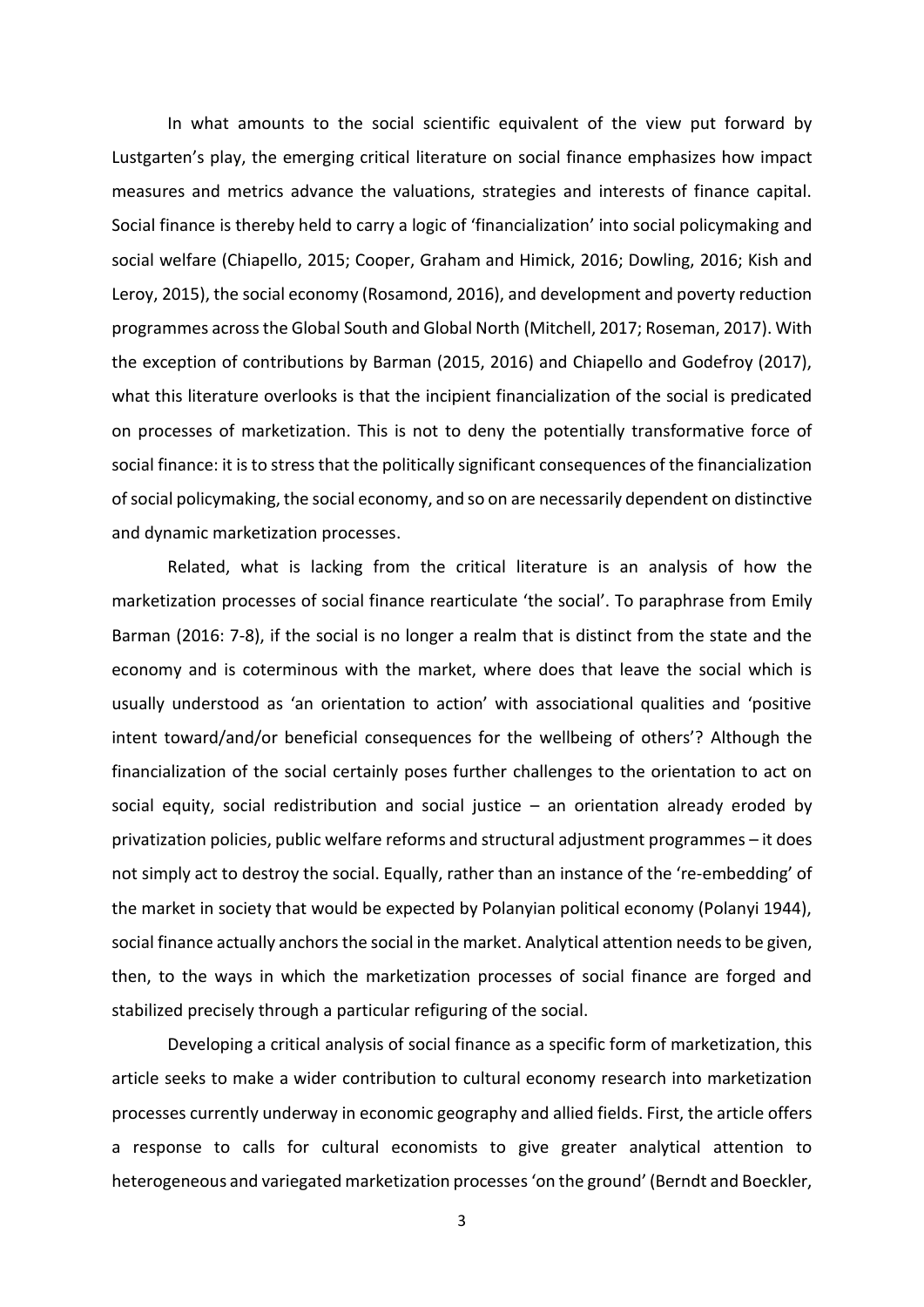In what amounts to the social scientific equivalent of the view put forward by Lustgarten's play, the emerging critical literature on social finance emphasizes how impact measures and metrics advance the valuations, strategies and interests of finance capital. Social finance is thereby held to carry a logic of 'financialization' into social policymaking and social welfare (Chiapello, 2015; Cooper, Graham and Himick, 2016; Dowling, 2016; Kish and Leroy, 2015), the social economy (Rosamond, 2016), and development and poverty reduction programmes across the Global South and Global North (Mitchell, 2017; Roseman, 2017). With the exception of contributions by Barman (2015, 2016) and Chiapello and Godefroy (2017), what this literature overlooks is that the incipient financialization of the social is predicated on processes of marketization. This is not to deny the potentially transformative force of social finance: it is to stress that the politically significant consequences of the financialization of social policymaking, the social economy, and so on are necessarily dependent on distinctive and dynamic marketization processes.

Related, what is lacking from the critical literature is an analysis of how the marketization processes of social finance rearticulate 'the social'. To paraphrase from Emily Barman (2016: 7-8), if the social is no longer a realm that is distinct from the state and the economy and is coterminous with the market, where does that leave the social which is usually understood as 'an orientation to action' with associational qualities and 'positive intent toward/and/or beneficial consequences for the wellbeing of others'? Although the financialization of the social certainly poses further challenges to the orientation to act on social equity, social redistribution and social justice – an orientation already eroded by privatization policies, public welfare reforms and structural adjustment programmes – it does not simply act to destroy the social. Equally, rather than an instance of the 're-embedding' of the market in society that would be expected by Polanyian political economy (Polanyi 1944), social finance actually anchors the social in the market. Analytical attention needs to be given, then, to the ways in which the marketization processes of social finance are forged and stabilized precisely through a particular refiguring of the social.

Developing a critical analysis of social finance as a specific form of marketization, this article seeks to make a wider contribution to cultural economy research into marketization processes currently underway in economic geography and allied fields. First, the article offers a response to calls for cultural economists to give greater analytical attention to heterogeneous and variegated marketization processes 'on the ground' (Berndt and Boeckler,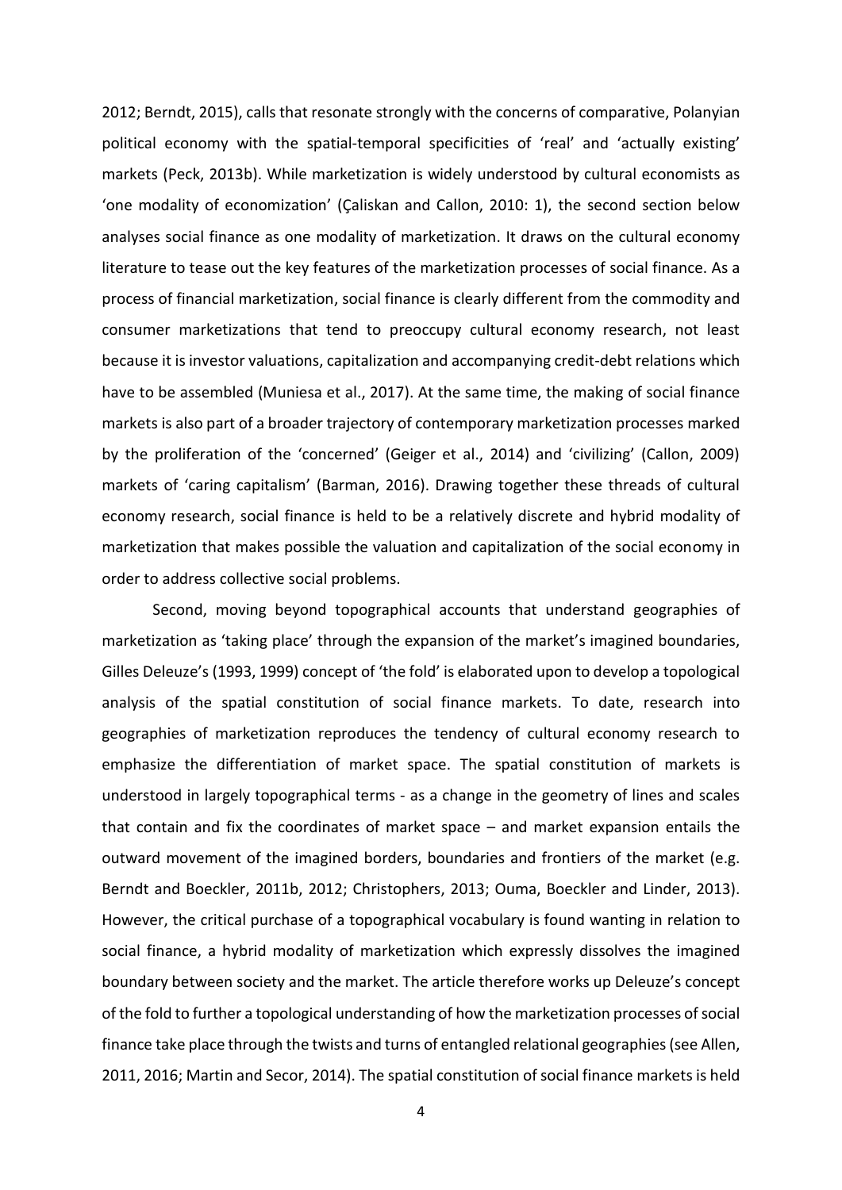2012; Berndt, 2015), calls that resonate strongly with the concerns of comparative, Polanyian political economy with the spatial-temporal specificities of 'real' and 'actually existing' markets (Peck, 2013b). While marketization is widely understood by cultural economists as 'one modality of economization' (Çaliskan and Callon, 2010: 1), the second section below analyses social finance as one modality of marketization. It draws on the cultural economy literature to tease out the key features of the marketization processes of social finance. As a process of financial marketization, social finance is clearly different from the commodity and consumer marketizations that tend to preoccupy cultural economy research, not least because it is investor valuations, capitalization and accompanying credit-debt relations which have to be assembled (Muniesa et al., 2017). At the same time, the making of social finance markets is also part of a broader trajectory of contemporary marketization processes marked by the proliferation of the 'concerned' (Geiger et al., 2014) and 'civilizing' (Callon, 2009) markets of 'caring capitalism' (Barman, 2016). Drawing together these threads of cultural economy research, social finance is held to be a relatively discrete and hybrid modality of marketization that makes possible the valuation and capitalization of the social economy in order to address collective social problems.

Second, moving beyond topographical accounts that understand geographies of marketization as 'taking place' through the expansion of the market's imagined boundaries, Gilles Deleuze's (1993, 1999) concept of 'the fold' is elaborated upon to develop a topological analysis of the spatial constitution of social finance markets. To date, research into geographies of marketization reproduces the tendency of cultural economy research to emphasize the differentiation of market space. The spatial constitution of markets is understood in largely topographical terms - as a change in the geometry of lines and scales that contain and fix the coordinates of market space – and market expansion entails the outward movement of the imagined borders, boundaries and frontiers of the market (e.g. Berndt and Boeckler, 2011b, 2012; Christophers, 2013; Ouma, Boeckler and Linder, 2013). However, the critical purchase of a topographical vocabulary is found wanting in relation to social finance, a hybrid modality of marketization which expressly dissolves the imagined boundary between society and the market. The article therefore works up Deleuze's concept of the fold to further a topological understanding of how the marketization processes of social finance take place through the twists and turns of entangled relational geographies (see Allen, 2011, 2016; Martin and Secor, 2014). The spatial constitution of social finance markets is held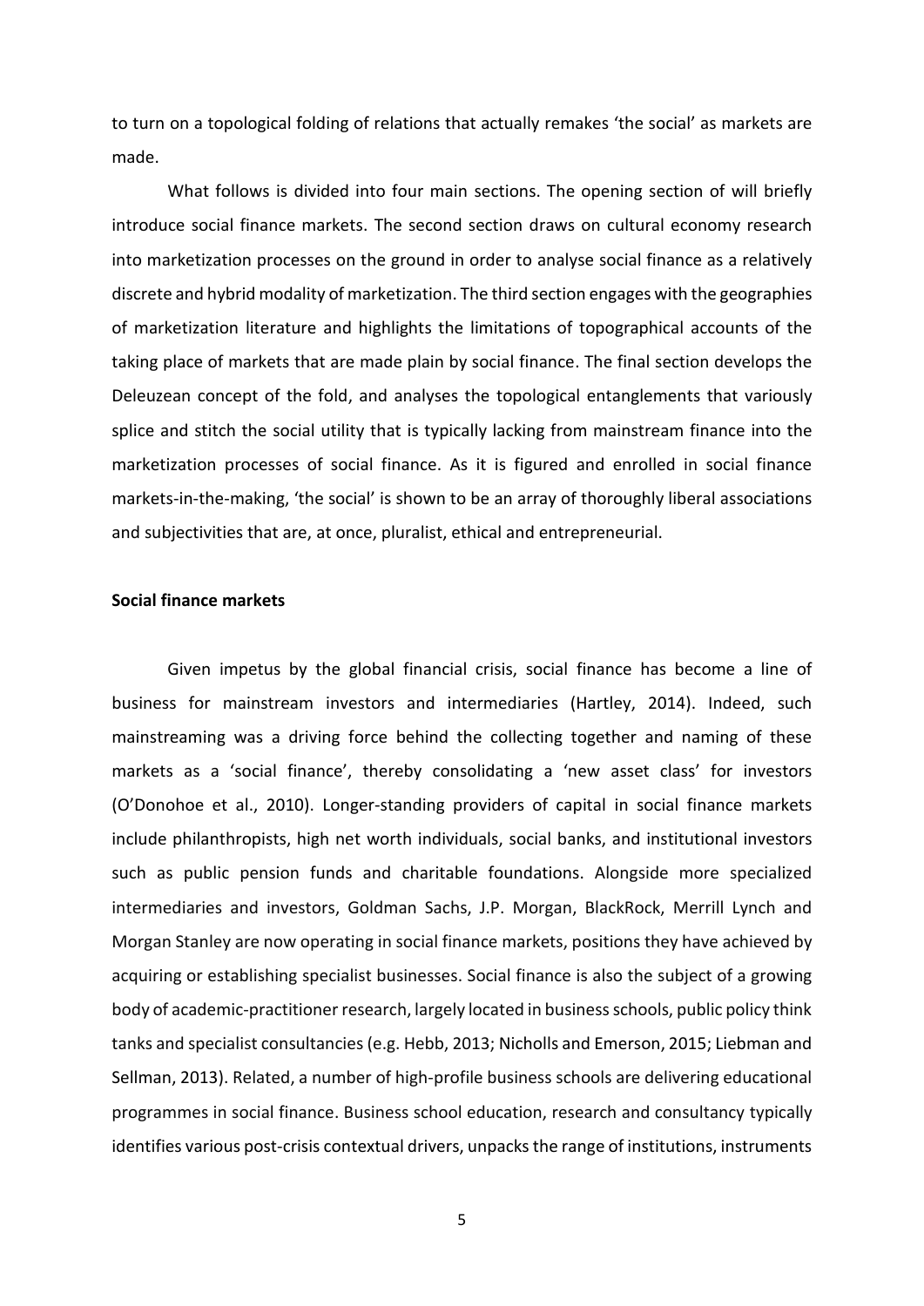to turn on a topological folding of relations that actually remakes 'the social' as markets are made.

What follows is divided into four main sections. The opening section of will briefly introduce social finance markets. The second section draws on cultural economy research into marketization processes on the ground in order to analyse social finance as a relatively discrete and hybrid modality of marketization. The third section engages with the geographies of marketization literature and highlights the limitations of topographical accounts of the taking place of markets that are made plain by social finance. The final section develops the Deleuzean concept of the fold, and analyses the topological entanglements that variously splice and stitch the social utility that is typically lacking from mainstream finance into the marketization processes of social finance. As it is figured and enrolled in social finance markets-in-the-making, 'the social' is shown to be an array of thoroughly liberal associations and subjectivities that are, at once, pluralist, ethical and entrepreneurial.

**Social finance markets**

Given impetus by the global financial crisis, social finance has become a line of business for mainstream investors and intermediaries (Hartley, 2014). Indeed, such mainstreaming was a driving force behind the collecting together and naming of these markets as a 'social finance', thereby consolidating a 'new asset class' for investors (O'Donohoe et al., 2010). Longer-standing providers of capital in social finance markets include philanthropists, high net worth individuals, social banks, and institutional investors such as public pension funds and charitable foundations. Alongside more specialized intermediaries and investors, Goldman Sachs, J.P. Morgan, BlackRock, Merrill Lynch and Morgan Stanley are now operating in social finance markets, positions they have achieved by acquiring or establishing specialist businesses. Social finance is also the subject of a growing body of academic-practitioner research, largely located in business schools, public policy think tanks and specialist consultancies (e.g. Hebb, 2013; Nicholls and Emerson, 2015; Liebman and Sellman, 2013). Related, a number of high-profile business schools are delivering educational programmes in social finance. Business school education, research and consultancy typically identifies various post-crisis contextual drivers, unpacks the range of institutions, instruments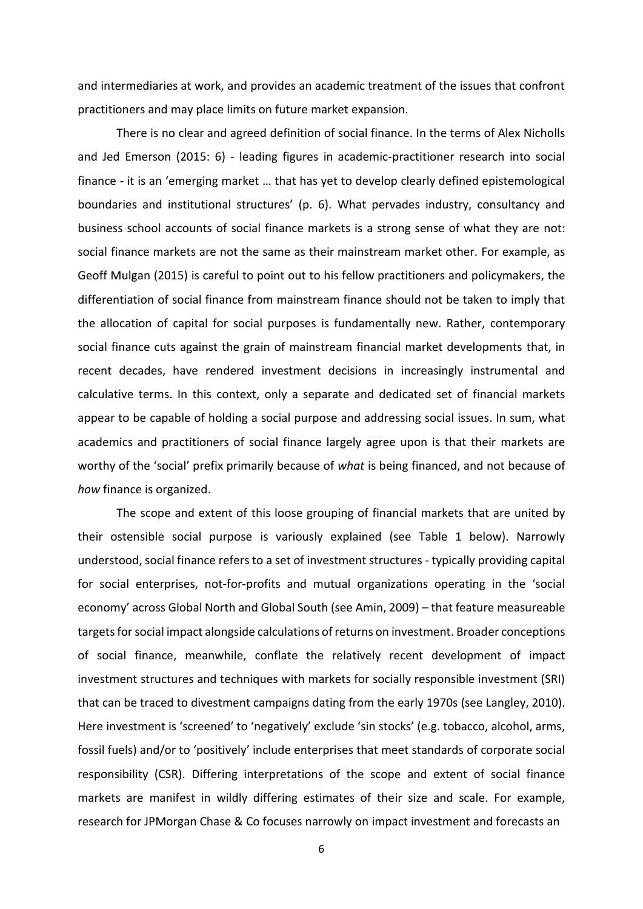and intermediaries at work, and provides an academic treatment of the issues that confront practitioners and may place limits on future market expansion.

There is no clear and agreed definition of social finance. In the terms of Alex Nicholls and Jed Emerson (2015: 6) - leading figures in academic-practitioner research into social finance - it is an 'emerging market … that has yet to develop clearly defined epistemological boundaries and institutional structures' (p. 6). What pervades industry, consultancy and business school accounts of social finance markets is a strong sense of what they are not: social finance markets are not the same as their mainstream market other. For example, as Geoff Mulgan (2015) is careful to point out to his fellow practitioners and policymakers, the differentiation of social finance from mainstream finance should not be taken to imply that the allocation of capital for social purposes is fundamentally new. Rather, contemporary social finance cuts against the grain of mainstream financial market developments that, in recent decades, have rendered investment decisions in increasingly instrumental and calculative terms. In this context, only a separate and dedicated set of financial markets appear to be capable of holding a social purpose and addressing social issues. In sum, what academics and practitioners of social finance largely agree upon is that their markets are worthy of the 'social' prefix primarily because of *what* is being financed, and not because of *how* finance is organized.

The scope and extent of this loose grouping of financial markets that are united by their ostensible social purpose is variously explained (see Table 1 below). Narrowly understood, social finance refers to a set of investment structures - typically providing capital for social enterprises, not-for-profits and mutual organizations operating in the 'social economy' across Global North and Global South (see Amin, 2009) – that feature measureable targets for social impact alongside calculations of returns on investment. Broader conceptions of social finance, meanwhile, conflate the relatively recent development of impact investment structures and techniques with markets for socially responsible investment (SRI) that can be traced to divestment campaigns dating from the early 1970s (see Langley, 2010). Here investment is 'screened' to 'negatively' exclude 'sin stocks' (e.g. tobacco, alcohol, arms, fossil fuels) and/or to 'positively' include enterprises that meet standards of corporate social responsibility (CSR). Differing interpretations of the scope and extent of social finance markets are manifest in wildly differing estimates of their size and scale. For example, research for JPMorgan Chase & Co focuses narrowly on impact investment and forecasts an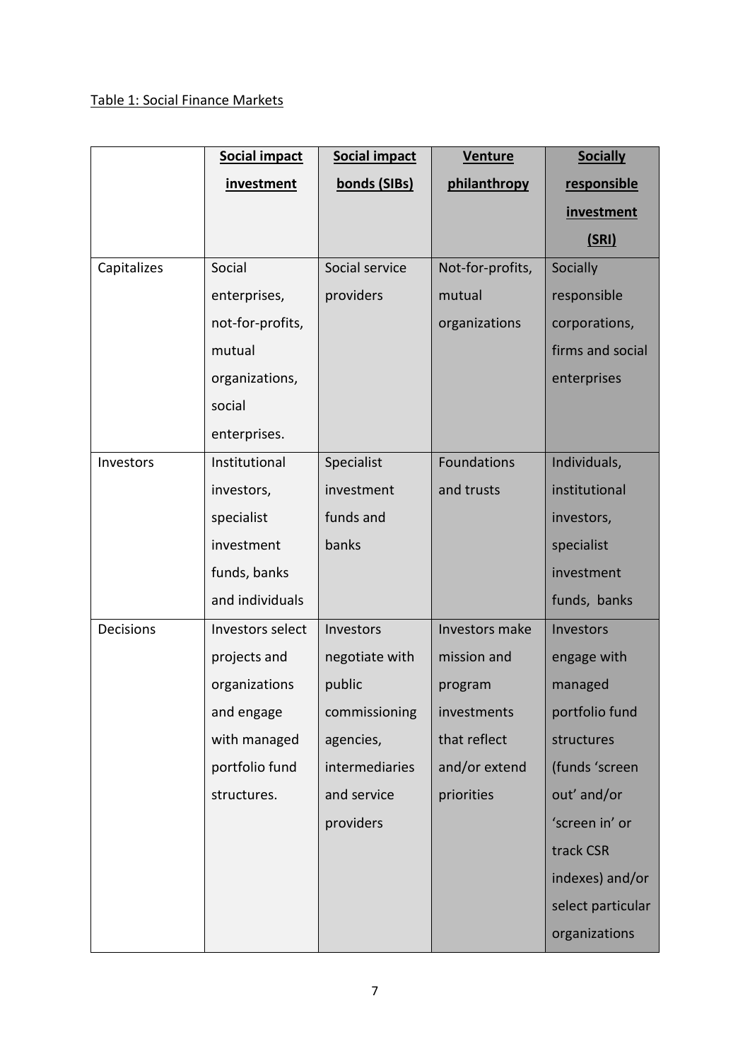Table 1: Social Finance Markets

| | **Social impact investment** | **Social impact bonds (SIBs)** | **Venture philanthropy** | **Socially responsible investment (SRI)** |
|---|---|---|---|---|
| Capitalizes | Social enterprises, not-for-profits, mutual organizations, social enterprises. | Social service providers | Not-for-profits, mutual organizations | Socially responsible corporations, firms and social enterprises |
| Investors | Institutional investors, specialist investment funds, banks and individuals | Specialist investment funds and banks | Foundations and trusts | Individuals, institutional investors, specialist investment funds, banks |
| Decisions | Investors select projects and organizations and engage with managed portfolio fund structures. | Investors negotiate with public commissioning agencies, intermediaries and service providers | Investors make mission and program investments that reflect and/or extend priorities | Investors engage with managed portfolio fund structures (funds 'screen out' and/or 'screen in' or track CSR indexes) and/or select particular organizations |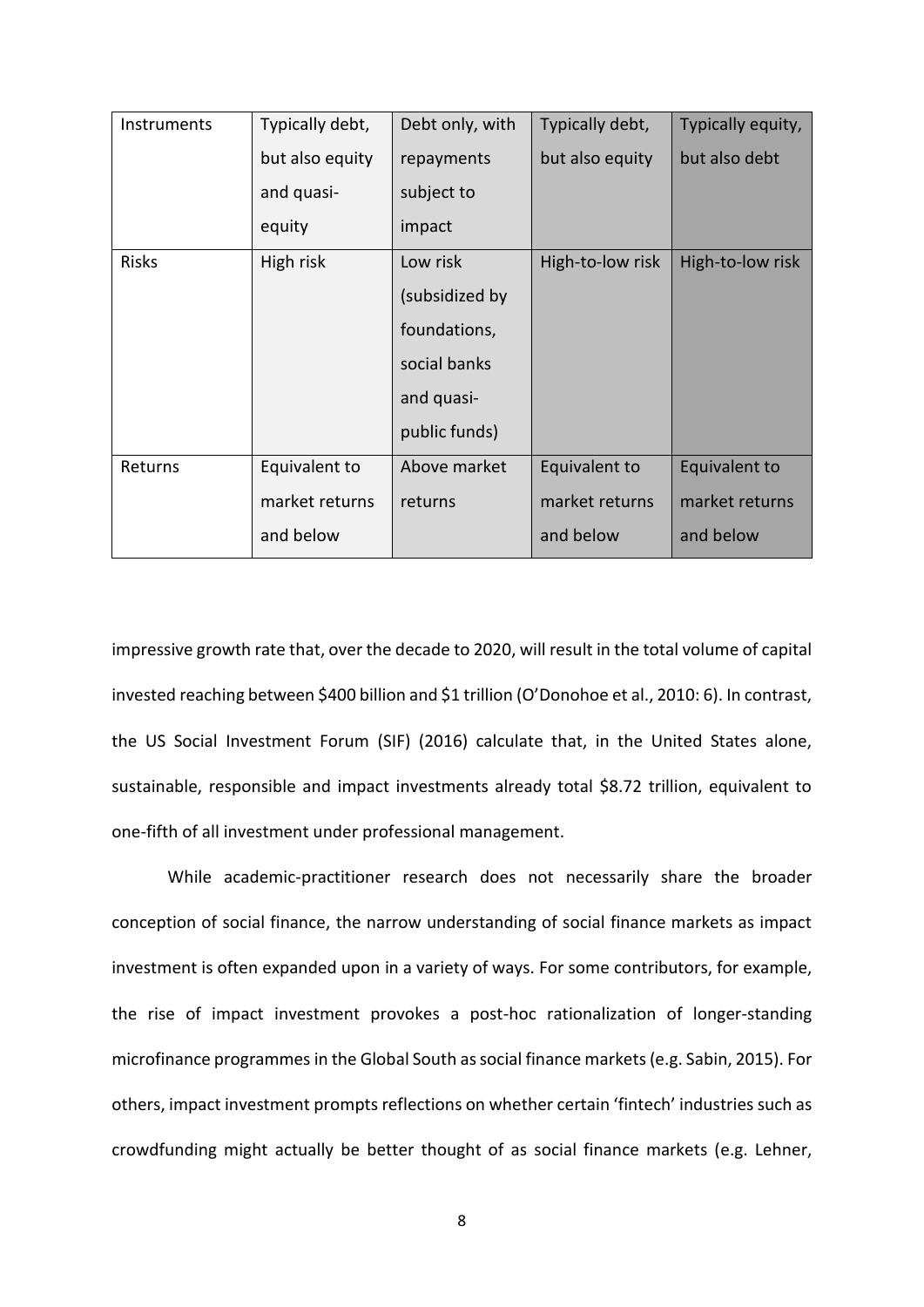| Instruments | Typically debt, but also equity and quasi-equity | Debt only, with repayments subject to impact | Typically debt, but also equity | Typically equity, but also debt |
| --- | --- | --- | --- | --- |
| Risks | High risk | Low risk (subsidized by foundations, social banks and quasi-public funds) | High-to-low risk | High-to-low risk |
| Returns | Equivalent to market returns and below | Above market returns | Equivalent to market returns and below | Equivalent to market returns and below |

impressive growth rate that, over the decade to 2020, will result in the total volume of capital invested reaching between \$400 billion and \$1 trillion (O'Donohoe et al., 2010: 6). In contrast, the US Social Investment Forum (SIF) (2016) calculate that, in the United States alone, sustainable, responsible and impact investments already total \$8.72 trillion, equivalent to one-fifth of all investment under professional management.

While academic-practitioner research does not necessarily share the broader conception of social finance, the narrow understanding of social finance markets as impact investment is often expanded upon in a variety of ways. For some contributors, for example, the rise of impact investment provokes a post-hoc rationalization of longer-standing microfinance programmes in the Global South as social finance markets (e.g. Sabin, 2015). For others, impact investment prompts reflections on whether certain 'fintech' industries such as crowdfunding might actually be better thought of as social finance markets (e.g. Lehner,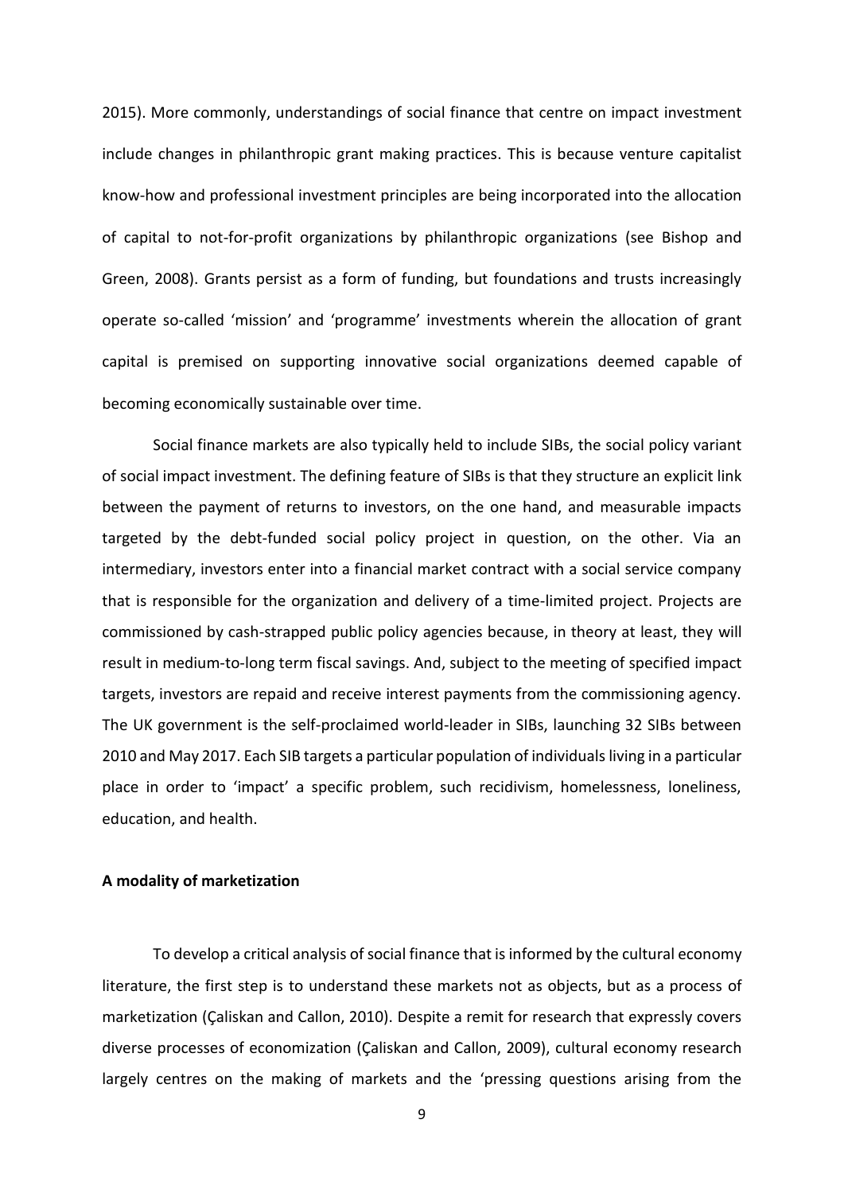2015). More commonly, understandings of social finance that centre on impact investment include changes in philanthropic grant making practices. This is because venture capitalist know-how and professional investment principles are being incorporated into the allocation of capital to not-for-profit organizations by philanthropic organizations (see Bishop and Green, 2008). Grants persist as a form of funding, but foundations and trusts increasingly operate so-called 'mission' and 'programme' investments wherein the allocation of grant capital is premised on supporting innovative social organizations deemed capable of becoming economically sustainable over time.

Social finance markets are also typically held to include SIBs, the social policy variant of social impact investment. The defining feature of SIBs is that they structure an explicit link between the payment of returns to investors, on the one hand, and measurable impacts targeted by the debt-funded social policy project in question, on the other. Via an intermediary, investors enter into a financial market contract with a social service company that is responsible for the organization and delivery of a time-limited project. Projects are commissioned by cash-strapped public policy agencies because, in theory at least, they will result in medium-to-long term fiscal savings. And, subject to the meeting of specified impact targets, investors are repaid and receive interest payments from the commissioning agency. The UK government is the self-proclaimed world-leader in SIBs, launching 32 SIBs between 2010 and May 2017. Each SIB targets a particular population of individuals living in a particular place in order to 'impact' a specific problem, such recidivism, homelessness, loneliness, education, and health.

**A modality of marketization**

To develop a critical analysis of social finance that is informed by the cultural economy literature, the first step is to understand these markets not as objects, but as a process of marketization (Çaliskan and Callon, 2010). Despite a remit for research that expressly covers diverse processes of economization (Çaliskan and Callon, 2009), cultural economy research largely centres on the making of markets and the 'pressing questions arising from the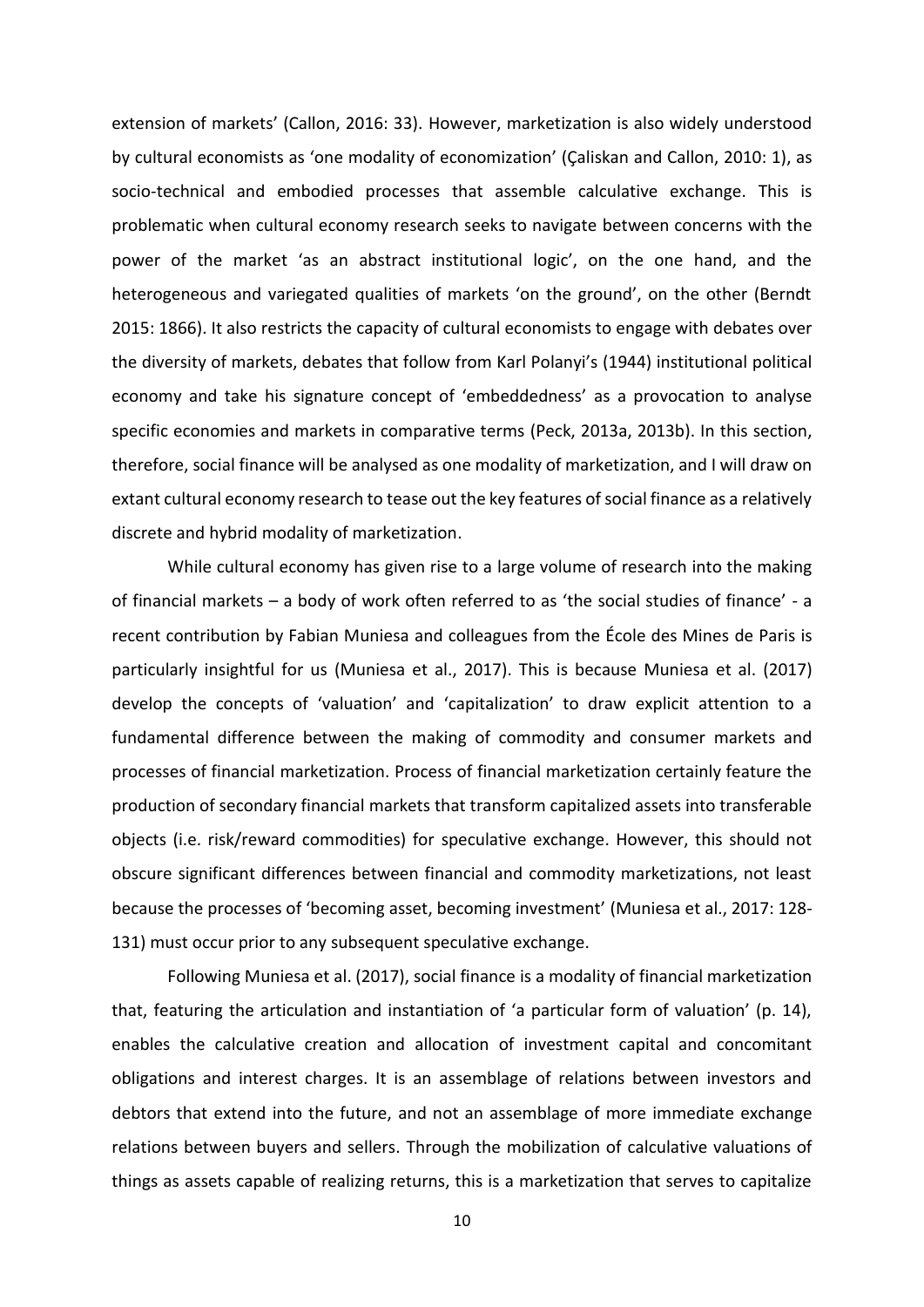extension of markets' (Callon, 2016: 33). However, marketization is also widely understood by cultural economists as 'one modality of economization' (Çaliskan and Callon, 2010: 1), as socio-technical and embodied processes that assemble calculative exchange. This is problematic when cultural economy research seeks to navigate between concerns with the power of the market 'as an abstract institutional logic', on the one hand, and the heterogeneous and variegated qualities of markets 'on the ground', on the other (Berndt 2015: 1866). It also restricts the capacity of cultural economists to engage with debates over the diversity of markets, debates that follow from Karl Polanyi's (1944) institutional political economy and take his signature concept of 'embeddedness' as a provocation to analyse specific economies and markets in comparative terms (Peck, 2013a, 2013b). In this section, therefore, social finance will be analysed as one modality of marketization, and I will draw on extant cultural economy research to tease out the key features of social finance as a relatively discrete and hybrid modality of marketization.

While cultural economy has given rise to a large volume of research into the making of financial markets – a body of work often referred to as 'the social studies of finance' - a recent contribution by Fabian Muniesa and colleagues from the École des Mines de Paris is particularly insightful for us (Muniesa et al., 2017). This is because Muniesa et al. (2017) develop the concepts of 'valuation' and 'capitalization' to draw explicit attention to a fundamental difference between the making of commodity and consumer markets and processes of financial marketization. Process of financial marketization certainly feature the production of secondary financial markets that transform capitalized assets into transferable objects (i.e. risk/reward commodities) for speculative exchange. However, this should not obscure significant differences between financial and commodity marketizations, not least because the processes of 'becoming asset, becoming investment' (Muniesa et al., 2017: 128-131) must occur prior to any subsequent speculative exchange.

Following Muniesa et al. (2017), social finance is a modality of financial marketization that, featuring the articulation and instantiation of 'a particular form of valuation' (p. 14), enables the calculative creation and allocation of investment capital and concomitant obligations and interest charges. It is an assemblage of relations between investors and debtors that extend into the future, and not an assemblage of more immediate exchange relations between buyers and sellers. Through the mobilization of calculative valuations of things as assets capable of realizing returns, this is a marketization that serves to capitalize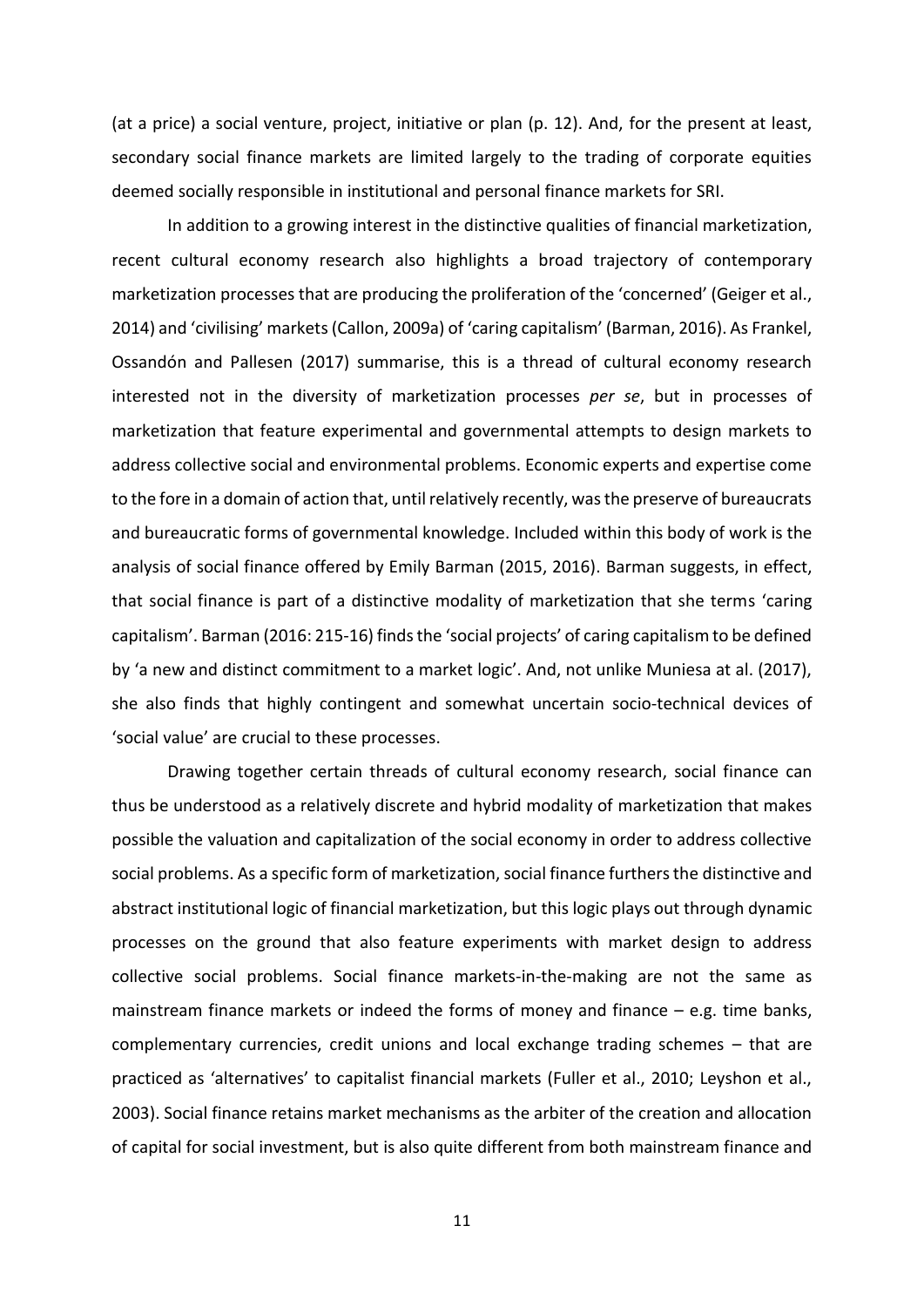(at a price) a social venture, project, initiative or plan (p. 12). And, for the present at least, secondary social finance markets are limited largely to the trading of corporate equities deemed socially responsible in institutional and personal finance markets for SRI.

In addition to a growing interest in the distinctive qualities of financial marketization, recent cultural economy research also highlights a broad trajectory of contemporary marketization processes that are producing the proliferation of the 'concerned' (Geiger et al., 2014) and 'civilising' markets (Callon, 2009a) of 'caring capitalism' (Barman, 2016). As Frankel, Ossandón and Pallesen (2017) summarise, this is a thread of cultural economy research interested not in the diversity of marketization processes *per se*, but in processes of marketization that feature experimental and governmental attempts to design markets to address collective social and environmental problems. Economic experts and expertise come to the fore in a domain of action that, until relatively recently, was the preserve of bureaucrats and bureaucratic forms of governmental knowledge. Included within this body of work is the analysis of social finance offered by Emily Barman (2015, 2016). Barman suggests, in effect, that social finance is part of a distinctive modality of marketization that she terms 'caring capitalism'. Barman (2016: 215-16) finds the 'social projects' of caring capitalism to be defined by 'a new and distinct commitment to a market logic'. And, not unlike Muniesa at al. (2017), she also finds that highly contingent and somewhat uncertain socio-technical devices of 'social value' are crucial to these processes.

Drawing together certain threads of cultural economy research, social finance can thus be understood as a relatively discrete and hybrid modality of marketization that makes possible the valuation and capitalization of the social economy in order to address collective social problems. As a specific form of marketization, social finance furthers the distinctive and abstract institutional logic of financial marketization, but this logic plays out through dynamic processes on the ground that also feature experiments with market design to address collective social problems. Social finance markets-in-the-making are not the same as mainstream finance markets or indeed the forms of money and finance – e.g. time banks, complementary currencies, credit unions and local exchange trading schemes – that are practiced as 'alternatives' to capitalist financial markets (Fuller et al., 2010; Leyshon et al., 2003). Social finance retains market mechanisms as the arbiter of the creation and allocation of capital for social investment, but is also quite different from both mainstream finance and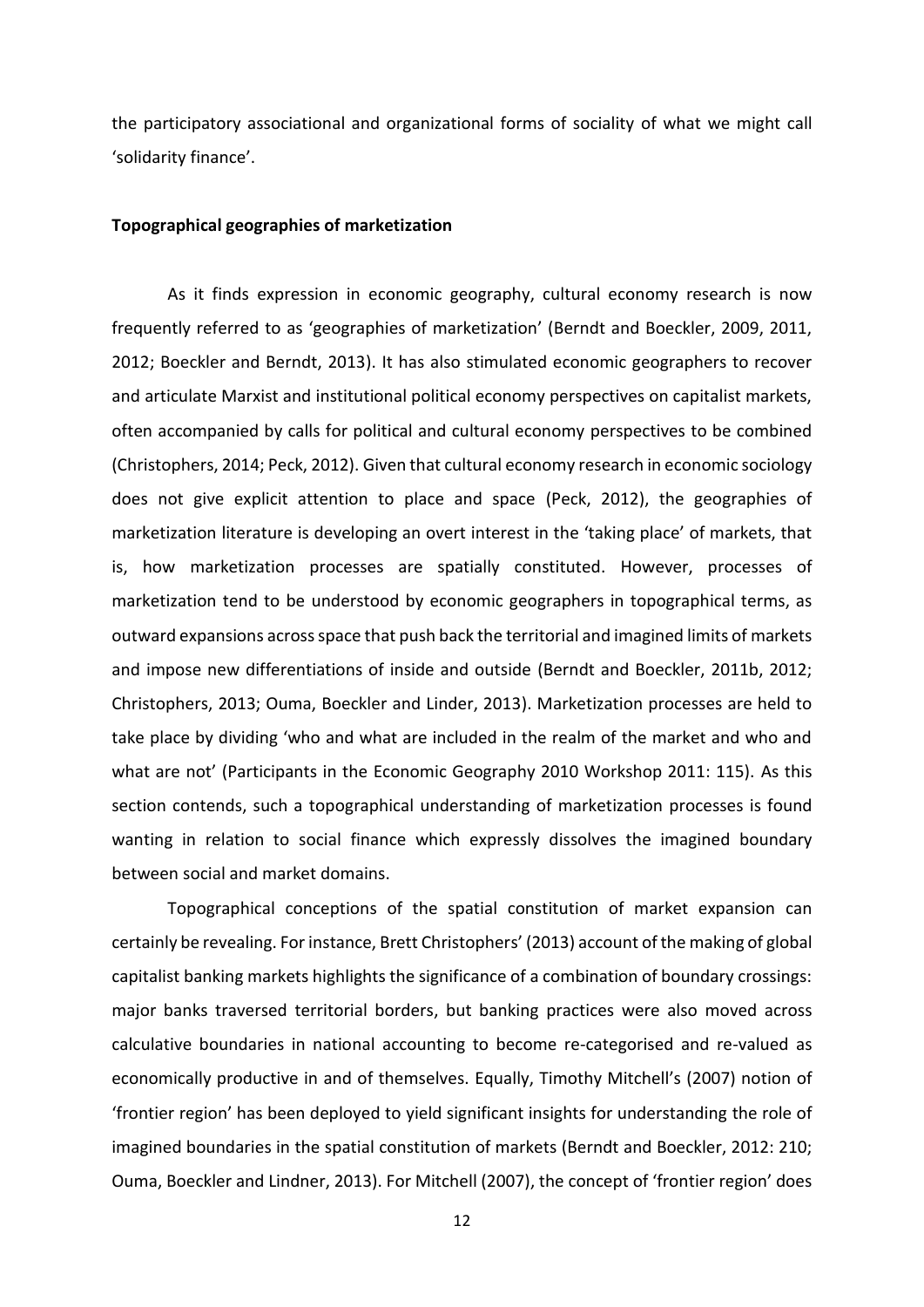the participatory associational and organizational forms of sociality of what we might call 'solidarity finance'.

**Topographical geographies of marketization**

As it finds expression in economic geography, cultural economy research is now frequently referred to as 'geographies of marketization' (Berndt and Boeckler, 2009, 2011, 2012; Boeckler and Berndt, 2013). It has also stimulated economic geographers to recover and articulate Marxist and institutional political economy perspectives on capitalist markets, often accompanied by calls for political and cultural economy perspectives to be combined (Christophers, 2014; Peck, 2012). Given that cultural economy research in economic sociology does not give explicit attention to place and space (Peck, 2012), the geographies of marketization literature is developing an overt interest in the 'taking place' of markets, that is, how marketization processes are spatially constituted. However, processes of marketization tend to be understood by economic geographers in topographical terms, as outward expansions across space that push back the territorial and imagined limits of markets and impose new differentiations of inside and outside (Berndt and Boeckler, 2011b, 2012; Christophers, 2013; Ouma, Boeckler and Linder, 2013). Marketization processes are held to take place by dividing 'who and what are included in the realm of the market and who and what are not' (Participants in the Economic Geography 2010 Workshop 2011: 115). As this section contends, such a topographical understanding of marketization processes is found wanting in relation to social finance which expressly dissolves the imagined boundary between social and market domains.

Topographical conceptions of the spatial constitution of market expansion can certainly be revealing. For instance, Brett Christophers' (2013) account of the making of global capitalist banking markets highlights the significance of a combination of boundary crossings: major banks traversed territorial borders, but banking practices were also moved across calculative boundaries in national accounting to become re-categorised and re-valued as economically productive in and of themselves. Equally, Timothy Mitchell's (2007) notion of 'frontier region' has been deployed to yield significant insights for understanding the role of imagined boundaries in the spatial constitution of markets (Berndt and Boeckler, 2012: 210; Ouma, Boeckler and Lindner, 2013). For Mitchell (2007), the concept of 'frontier region' does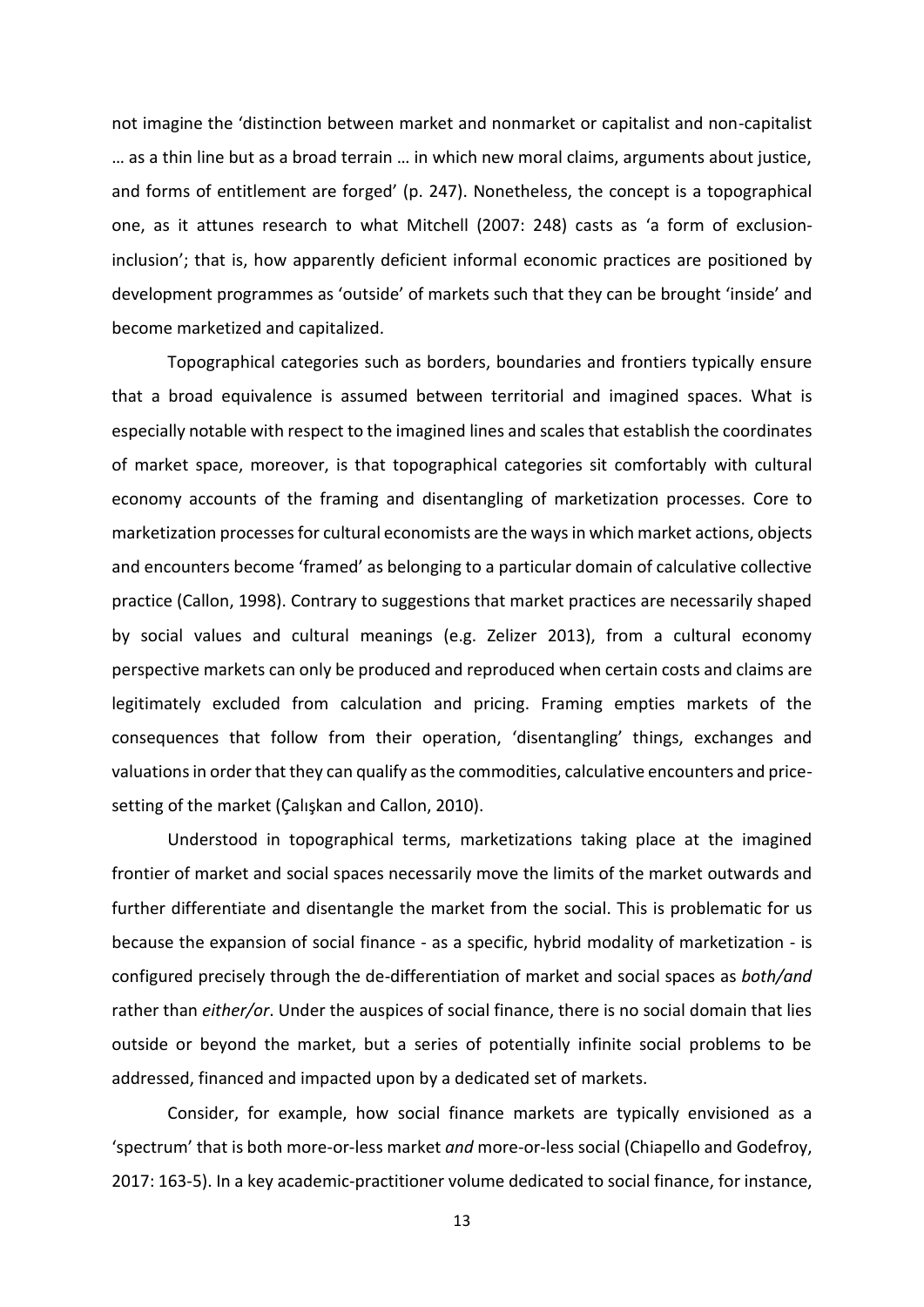not imagine the 'distinction between market and nonmarket or capitalist and non-capitalist … as a thin line but as a broad terrain … in which new moral claims, arguments about justice, and forms of entitlement are forged' (p. 247). Nonetheless, the concept is a topographical one, as it attunes research to what Mitchell (2007: 248) casts as 'a form of exclusion-inclusion'; that is, how apparently deficient informal economic practices are positioned by development programmes as 'outside' of markets such that they can be brought 'inside' and become marketized and capitalized.

Topographical categories such as borders, boundaries and frontiers typically ensure that a broad equivalence is assumed between territorial and imagined spaces. What is especially notable with respect to the imagined lines and scales that establish the coordinates of market space, moreover, is that topographical categories sit comfortably with cultural economy accounts of the framing and disentangling of marketization processes. Core to marketization processes for cultural economists are the ways in which market actions, objects and encounters become 'framed' as belonging to a particular domain of calculative collective practice (Callon, 1998). Contrary to suggestions that market practices are necessarily shaped by social values and cultural meanings (e.g. Zelizer 2013), from a cultural economy perspective markets can only be produced and reproduced when certain costs and claims are legitimately excluded from calculation and pricing. Framing empties markets of the consequences that follow from their operation, 'disentangling' things, exchanges and valuations in order that they can qualify as the commodities, calculative encounters and price-setting of the market (Çalışkan and Callon, 2010).

Understood in topographical terms, marketizations taking place at the imagined frontier of market and social spaces necessarily move the limits of the market outwards and further differentiate and disentangle the market from the social. This is problematic for us because the expansion of social finance - as a specific, hybrid modality of marketization - is configured precisely through the de-differentiation of market and social spaces as *both/and* rather than *either/or*. Under the auspices of social finance, there is no social domain that lies outside or beyond the market, but a series of potentially infinite social problems to be addressed, financed and impacted upon by a dedicated set of markets.

Consider, for example, how social finance markets are typically envisioned as a 'spectrum' that is both more-or-less market *and* more-or-less social (Chiapello and Godefroy, 2017: 163-5). In a key academic-practitioner volume dedicated to social finance, for instance,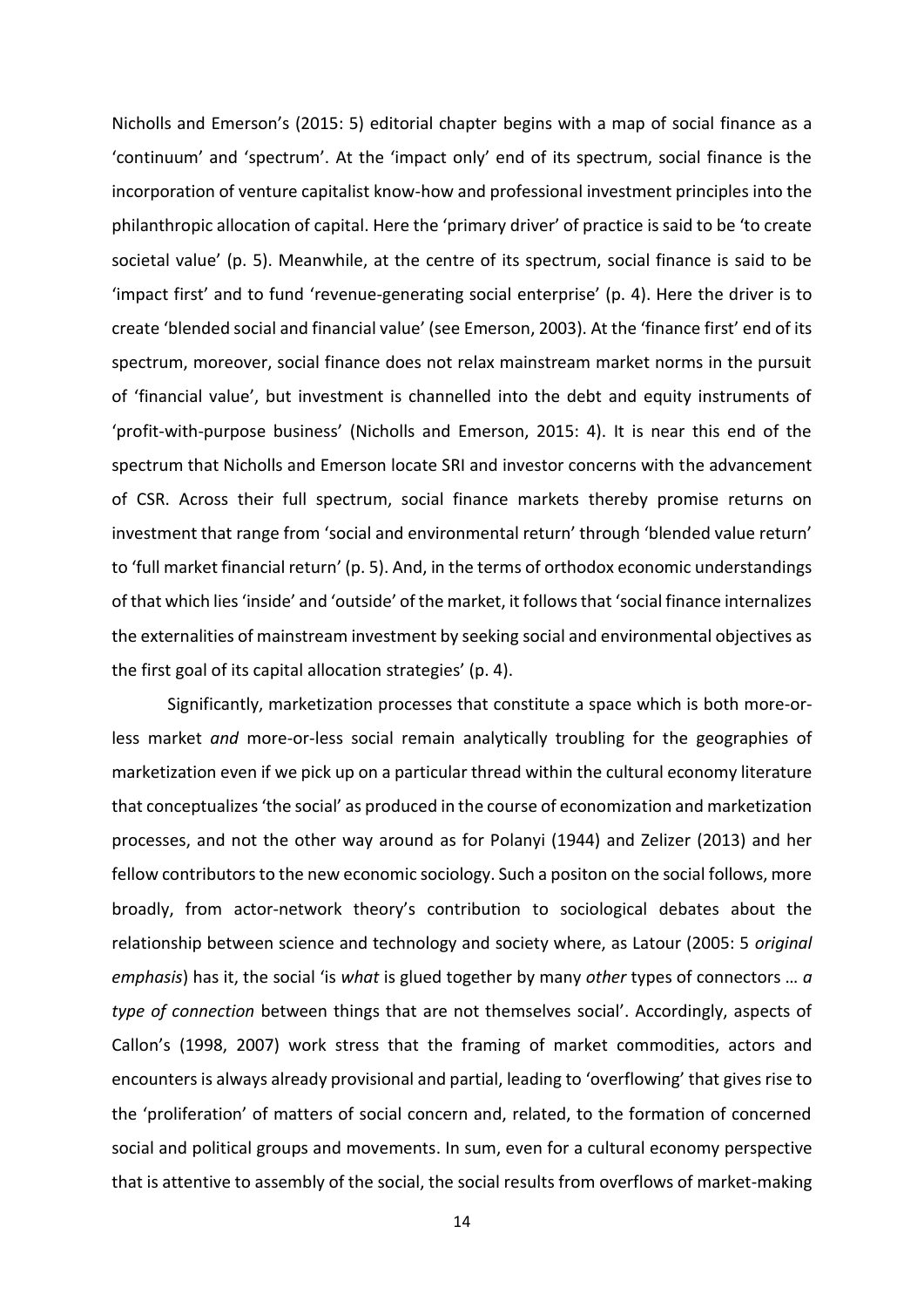Nicholls and Emerson's (2015: 5) editorial chapter begins with a map of social finance as a 'continuum' and 'spectrum'. At the 'impact only' end of its spectrum, social finance is the incorporation of venture capitalist know-how and professional investment principles into the philanthropic allocation of capital. Here the 'primary driver' of practice is said to be 'to create societal value' (p. 5). Meanwhile, at the centre of its spectrum, social finance is said to be 'impact first' and to fund 'revenue-generating social enterprise' (p. 4). Here the driver is to create 'blended social and financial value' (see Emerson, 2003). At the 'finance first' end of its spectrum, moreover, social finance does not relax mainstream market norms in the pursuit of 'financial value', but investment is channelled into the debt and equity instruments of 'profit-with-purpose business' (Nicholls and Emerson, 2015: 4). It is near this end of the spectrum that Nicholls and Emerson locate SRI and investor concerns with the advancement of CSR. Across their full spectrum, social finance markets thereby promise returns on investment that range from 'social and environmental return' through 'blended value return' to 'full market financial return' (p. 5). And, in the terms of orthodox economic understandings of that which lies 'inside' and 'outside' of the market, it follows that 'social finance internalizes the externalities of mainstream investment by seeking social and environmental objectives as the first goal of its capital allocation strategies' (p. 4).

Significantly, marketization processes that constitute a space which is both more-or-less market *and* more-or-less social remain analytically troubling for the geographies of marketization even if we pick up on a particular thread within the cultural economy literature that conceptualizes 'the social' as produced in the course of economization and marketization processes, and not the other way around as for Polanyi (1944) and Zelizer (2013) and her fellow contributors to the new economic sociology. Such a positon on the social follows, more broadly, from actor-network theory's contribution to sociological debates about the relationship between science and technology and society where, as Latour (2005: 5 *original emphasis*) has it, the social 'is *what* is glued together by many *other* types of connectors … *a type of connection* between things that are not themselves social'. Accordingly, aspects of Callon's (1998, 2007) work stress that the framing of market commodities, actors and encounters is always already provisional and partial, leading to 'overflowing' that gives rise to the 'proliferation' of matters of social concern and, related, to the formation of concerned social and political groups and movements. In sum, even for a cultural economy perspective that is attentive to assembly of the social, the social results from overflows of market-making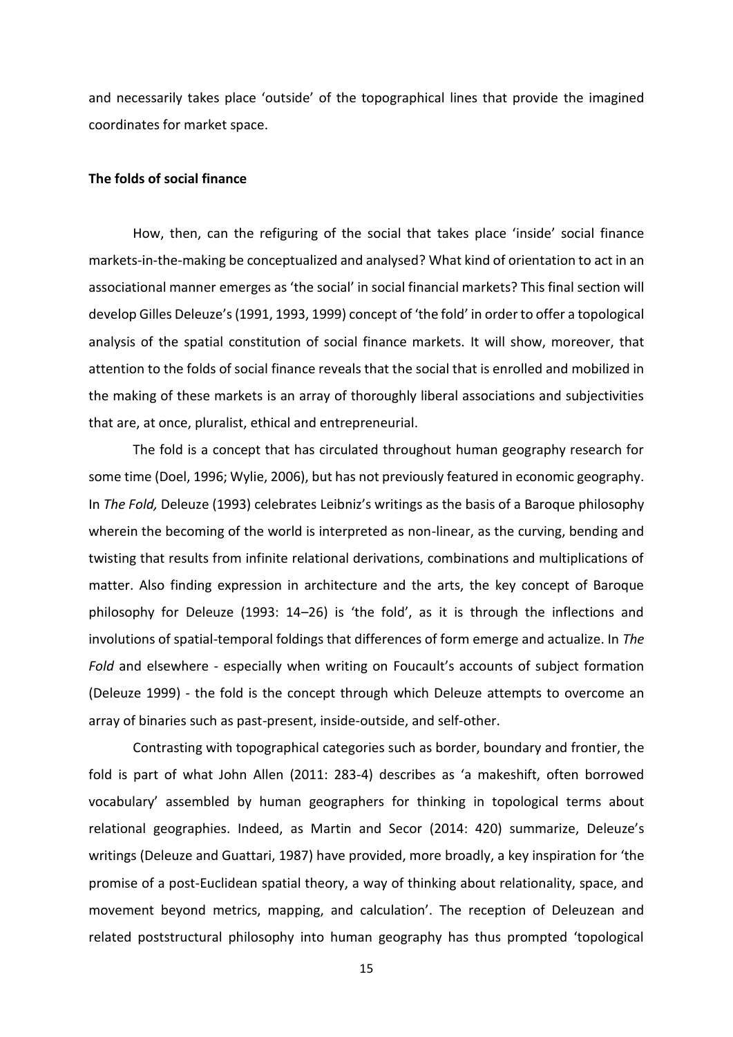and necessarily takes place 'outside' of the topographical lines that provide the imagined coordinates for market space.

**The folds of social finance**

How, then, can the refiguring of the social that takes place 'inside' social finance markets-in-the-making be conceptualized and analysed? What kind of orientation to act in an associational manner emerges as 'the social' in social financial markets? This final section will develop Gilles Deleuze's (1991, 1993, 1999) concept of 'the fold' in order to offer a topological analysis of the spatial constitution of social finance markets. It will show, moreover, that attention to the folds of social finance reveals that the social that is enrolled and mobilized in the making of these markets is an array of thoroughly liberal associations and subjectivities that are, at once, pluralist, ethical and entrepreneurial.

The fold is a concept that has circulated throughout human geography research for some time (Doel, 1996; Wylie, 2006), but has not previously featured in economic geography. In *The Fold,* Deleuze (1993) celebrates Leibniz's writings as the basis of a Baroque philosophy wherein the becoming of the world is interpreted as non-linear, as the curving, bending and twisting that results from infinite relational derivations, combinations and multiplications of matter. Also finding expression in architecture and the arts, the key concept of Baroque philosophy for Deleuze (1993: 14–26) is 'the fold', as it is through the inflections and involutions of spatial-temporal foldings that differences of form emerge and actualize. In *The Fold* and elsewhere - especially when writing on Foucault's accounts of subject formation (Deleuze 1999) - the fold is the concept through which Deleuze attempts to overcome an array of binaries such as past-present, inside-outside, and self-other.

Contrasting with topographical categories such as border, boundary and frontier, the fold is part of what John Allen (2011: 283-4) describes as 'a makeshift, often borrowed vocabulary' assembled by human geographers for thinking in topological terms about relational geographies. Indeed, as Martin and Secor (2014: 420) summarize, Deleuze's writings (Deleuze and Guattari, 1987) have provided, more broadly, a key inspiration for 'the promise of a post-Euclidean spatial theory, a way of thinking about relationality, space, and movement beyond metrics, mapping, and calculation'. The reception of Deleuzean and related poststructural philosophy into human geography has thus prompted 'topological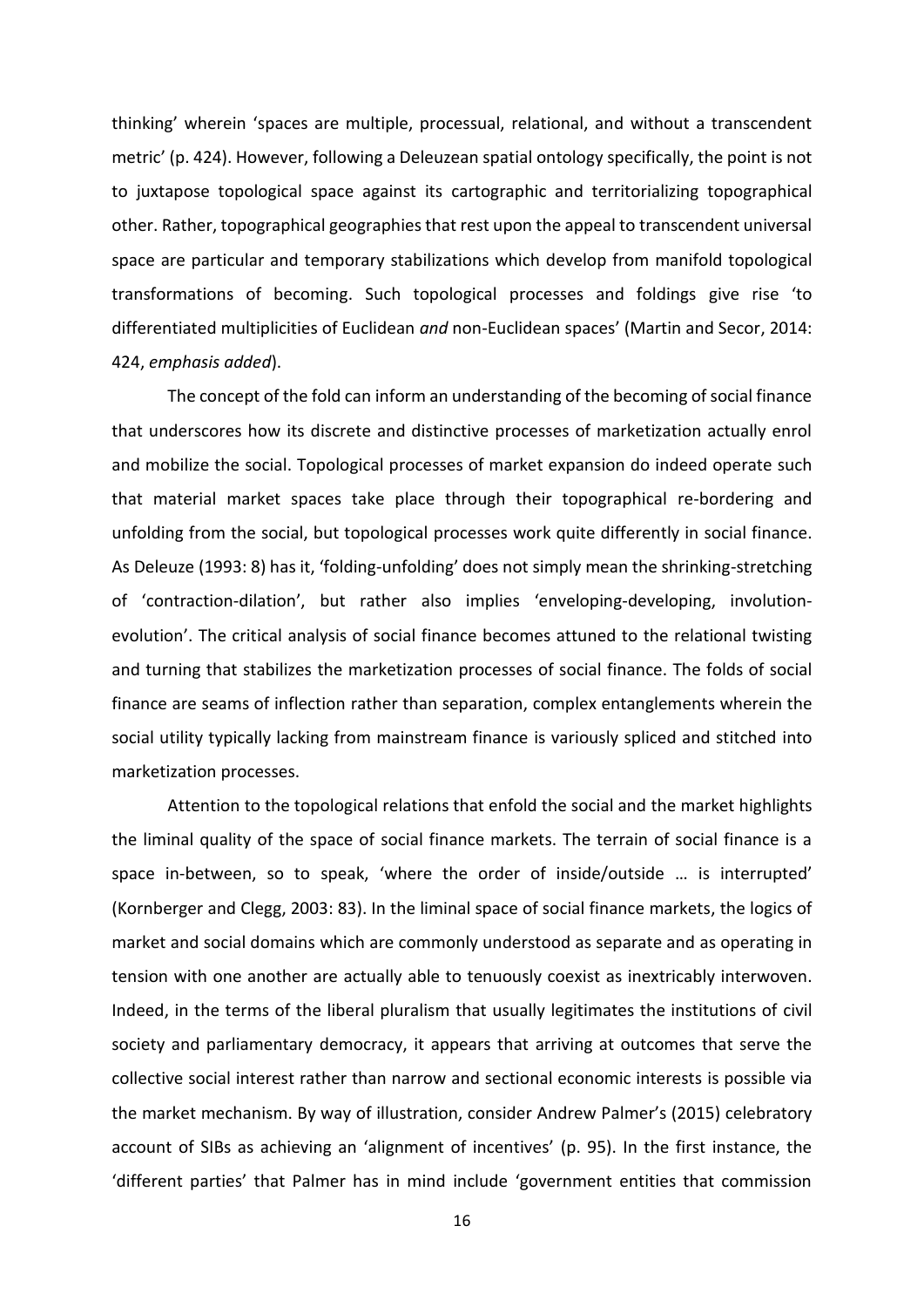thinking' wherein 'spaces are multiple, processual, relational, and without a transcendent metric' (p. 424). However, following a Deleuzean spatial ontology specifically, the point is not to juxtapose topological space against its cartographic and territorializing topographical other. Rather, topographical geographies that rest upon the appeal to transcendent universal space are particular and temporary stabilizations which develop from manifold topological transformations of becoming. Such topological processes and foldings give rise 'to differentiated multiplicities of Euclidean *and* non-Euclidean spaces' (Martin and Secor, 2014: 424, *emphasis added*).

The concept of the fold can inform an understanding of the becoming of social finance that underscores how its discrete and distinctive processes of marketization actually enrol and mobilize the social. Topological processes of market expansion do indeed operate such that material market spaces take place through their topographical re-bordering and unfolding from the social, but topological processes work quite differently in social finance. As Deleuze (1993: 8) has it, 'folding-unfolding' does not simply mean the shrinking-stretching of 'contraction-dilation', but rather also implies 'enveloping-developing, involution-evolution'. The critical analysis of social finance becomes attuned to the relational twisting and turning that stabilizes the marketization processes of social finance. The folds of social finance are seams of inflection rather than separation, complex entanglements wherein the social utility typically lacking from mainstream finance is variously spliced and stitched into marketization processes.

Attention to the topological relations that enfold the social and the market highlights the liminal quality of the space of social finance markets. The terrain of social finance is a space in-between, so to speak, 'where the order of inside/outside … is interrupted' (Kornberger and Clegg, 2003: 83). In the liminal space of social finance markets, the logics of market and social domains which are commonly understood as separate and as operating in tension with one another are actually able to tenuously coexist as inextricably interwoven. Indeed, in the terms of the liberal pluralism that usually legitimates the institutions of civil society and parliamentary democracy, it appears that arriving at outcomes that serve the collective social interest rather than narrow and sectional economic interests is possible via the market mechanism. By way of illustration, consider Andrew Palmer's (2015) celebratory account of SIBs as achieving an 'alignment of incentives' (p. 95). In the first instance, the 'different parties' that Palmer has in mind include 'government entities that commission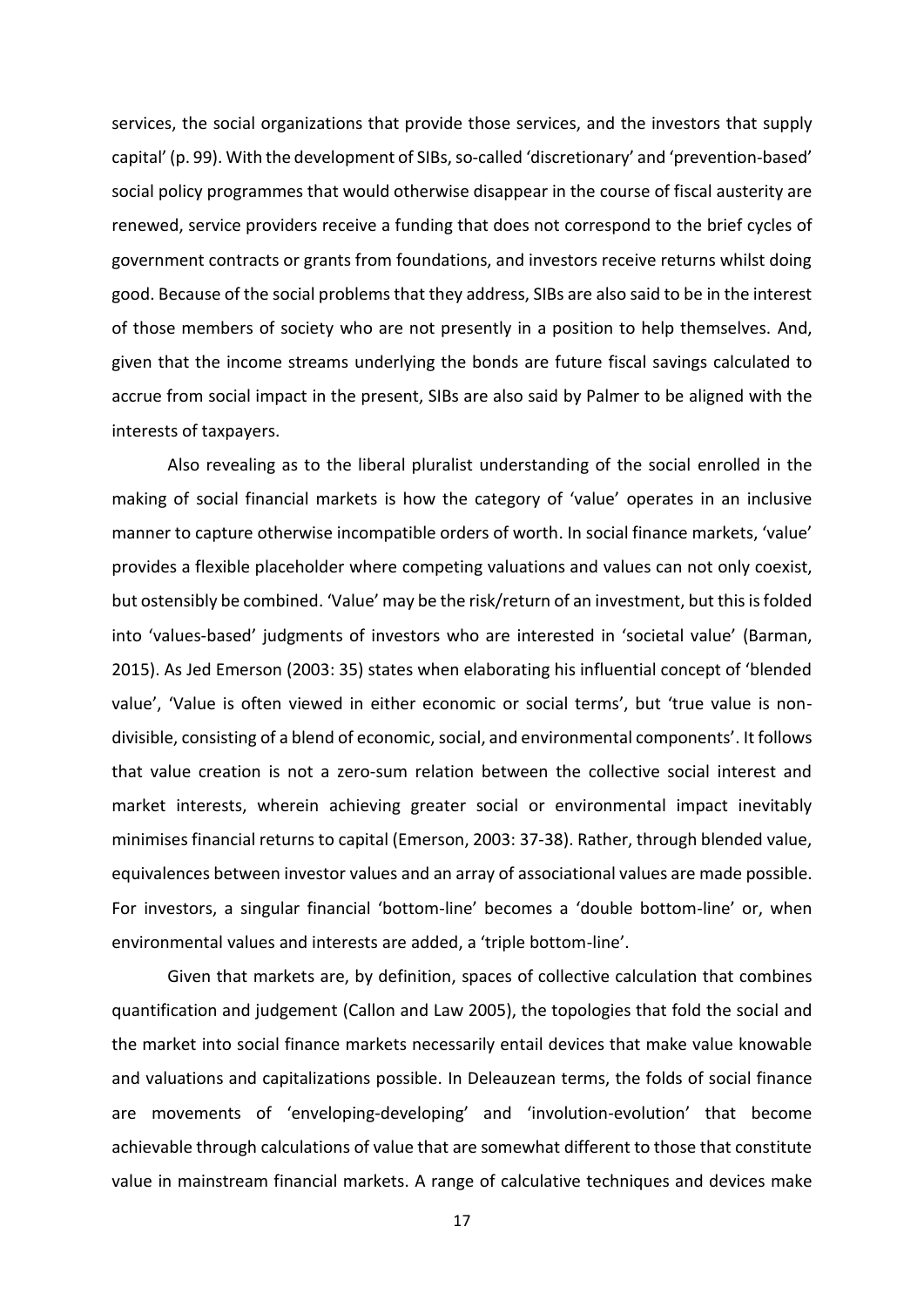services, the social organizations that provide those services, and the investors that supply capital' (p. 99). With the development of SIBs, so-called 'discretionary' and 'prevention-based' social policy programmes that would otherwise disappear in the course of fiscal austerity are renewed, service providers receive a funding that does not correspond to the brief cycles of government contracts or grants from foundations, and investors receive returns whilst doing good. Because of the social problems that they address, SIBs are also said to be in the interest of those members of society who are not presently in a position to help themselves. And, given that the income streams underlying the bonds are future fiscal savings calculated to accrue from social impact in the present, SIBs are also said by Palmer to be aligned with the interests of taxpayers.

Also revealing as to the liberal pluralist understanding of the social enrolled in the making of social financial markets is how the category of 'value' operates in an inclusive manner to capture otherwise incompatible orders of worth. In social finance markets, 'value' provides a flexible placeholder where competing valuations and values can not only coexist, but ostensibly be combined. 'Value' may be the risk/return of an investment, but this is folded into 'values-based' judgments of investors who are interested in 'societal value' (Barman, 2015). As Jed Emerson (2003: 35) states when elaborating his influential concept of 'blended value', 'Value is often viewed in either economic or social terms', but 'true value is non-divisible, consisting of a blend of economic, social, and environmental components'. It follows that value creation is not a zero-sum relation between the collective social interest and market interests, wherein achieving greater social or environmental impact inevitably minimises financial returns to capital (Emerson, 2003: 37-38). Rather, through blended value, equivalences between investor values and an array of associational values are made possible. For investors, a singular financial 'bottom-line' becomes a 'double bottom-line' or, when environmental values and interests are added, a 'triple bottom-line'.

Given that markets are, by definition, spaces of collective calculation that combines quantification and judgement (Callon and Law 2005), the topologies that fold the social and the market into social finance markets necessarily entail devices that make value knowable and valuations and capitalizations possible. In Deleauzean terms, the folds of social finance are movements of 'enveloping-developing' and 'involution-evolution' that become achievable through calculations of value that are somewhat different to those that constitute value in mainstream financial markets. A range of calculative techniques and devices make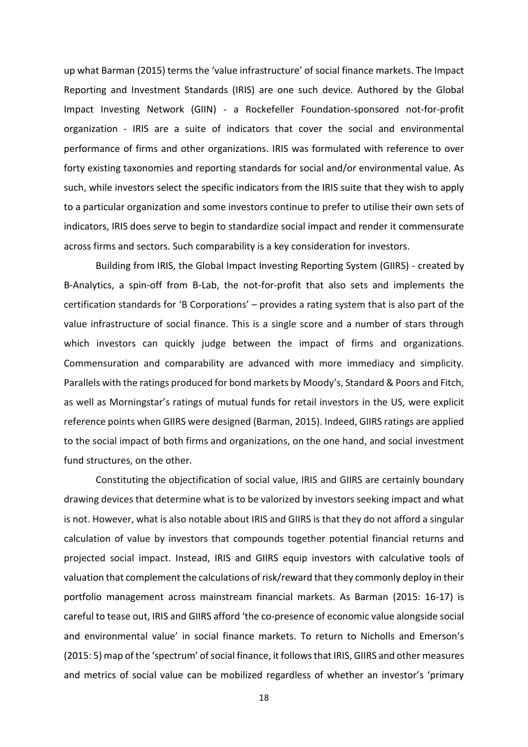up what Barman (2015) terms the 'value infrastructure' of social finance markets. The Impact Reporting and Investment Standards (IRIS) are one such device. Authored by the Global Impact Investing Network (GIIN) - a Rockefeller Foundation-sponsored not-for-profit organization - IRIS are a suite of indicators that cover the social and environmental performance of firms and other organizations. IRIS was formulated with reference to over forty existing taxonomies and reporting standards for social and/or environmental value. As such, while investors select the specific indicators from the IRIS suite that they wish to apply to a particular organization and some investors continue to prefer to utilise their own sets of indicators, IRIS does serve to begin to standardize social impact and render it commensurate across firms and sectors. Such comparability is a key consideration for investors.

Building from IRIS, the Global Impact Investing Reporting System (GIIRS) - created by B-Analytics, a spin-off from B-Lab, the not-for-profit that also sets and implements the certification standards for 'B Corporations' – provides a rating system that is also part of the value infrastructure of social finance. This is a single score and a number of stars through which investors can quickly judge between the impact of firms and organizations. Commensuration and comparability are advanced with more immediacy and simplicity. Parallels with the ratings produced for bond markets by Moody's, Standard & Poors and Fitch, as well as Morningstar's ratings of mutual funds for retail investors in the US, were explicit reference points when GIIRS were designed (Barman, 2015). Indeed, GIIRS ratings are applied to the social impact of both firms and organizations, on the one hand, and social investment fund structures, on the other.

Constituting the objectification of social value, IRIS and GIIRS are certainly boundary drawing devices that determine what is to be valorized by investors seeking impact and what is not. However, what is also notable about IRIS and GIIRS is that they do not afford a singular calculation of value by investors that compounds together potential financial returns and projected social impact. Instead, IRIS and GIIRS equip investors with calculative tools of valuation that complement the calculations of risk/reward that they commonly deploy in their portfolio management across mainstream financial markets. As Barman (2015: 16-17) is careful to tease out, IRIS and GIIRS afford 'the co-presence of economic value alongside social and environmental value' in social finance markets. To return to Nicholls and Emerson's (2015: 5) map of the 'spectrum' of social finance, it follows that IRIS, GIIRS and other measures and metrics of social value can be mobilized regardless of whether an investor's 'primary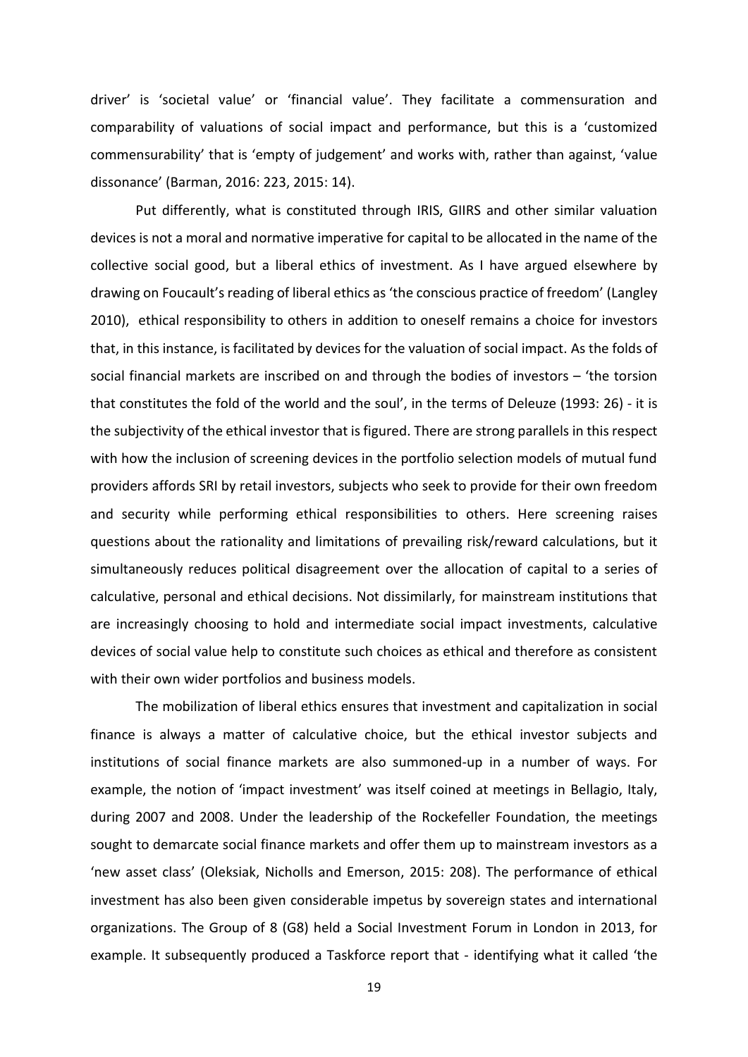driver' is 'societal value' or 'financial value'. They facilitate a commensuration and comparability of valuations of social impact and performance, but this is a 'customized commensurability' that is 'empty of judgement' and works with, rather than against, 'value dissonance' (Barman, 2016: 223, 2015: 14).

Put differently, what is constituted through IRIS, GIIRS and other similar valuation devices is not a moral and normative imperative for capital to be allocated in the name of the collective social good, but a liberal ethics of investment. As I have argued elsewhere by drawing on Foucault's reading of liberal ethics as 'the conscious practice of freedom' (Langley 2010), ethical responsibility to others in addition to oneself remains a choice for investors that, in this instance, is facilitated by devices for the valuation of social impact. As the folds of social financial markets are inscribed on and through the bodies of investors – 'the torsion that constitutes the fold of the world and the soul', in the terms of Deleuze (1993: 26) - it is the subjectivity of the ethical investor that is figured. There are strong parallels in this respect with how the inclusion of screening devices in the portfolio selection models of mutual fund providers affords SRI by retail investors, subjects who seek to provide for their own freedom and security while performing ethical responsibilities to others. Here screening raises questions about the rationality and limitations of prevailing risk/reward calculations, but it simultaneously reduces political disagreement over the allocation of capital to a series of calculative, personal and ethical decisions. Not dissimilarly, for mainstream institutions that are increasingly choosing to hold and intermediate social impact investments, calculative devices of social value help to constitute such choices as ethical and therefore as consistent with their own wider portfolios and business models.

The mobilization of liberal ethics ensures that investment and capitalization in social finance is always a matter of calculative choice, but the ethical investor subjects and institutions of social finance markets are also summoned-up in a number of ways. For example, the notion of 'impact investment' was itself coined at meetings in Bellagio, Italy, during 2007 and 2008. Under the leadership of the Rockefeller Foundation, the meetings sought to demarcate social finance markets and offer them up to mainstream investors as a 'new asset class' (Oleksiak, Nicholls and Emerson, 2015: 208). The performance of ethical investment has also been given considerable impetus by sovereign states and international organizations. The Group of 8 (G8) held a Social Investment Forum in London in 2013, for example. It subsequently produced a Taskforce report that - identifying what it called 'the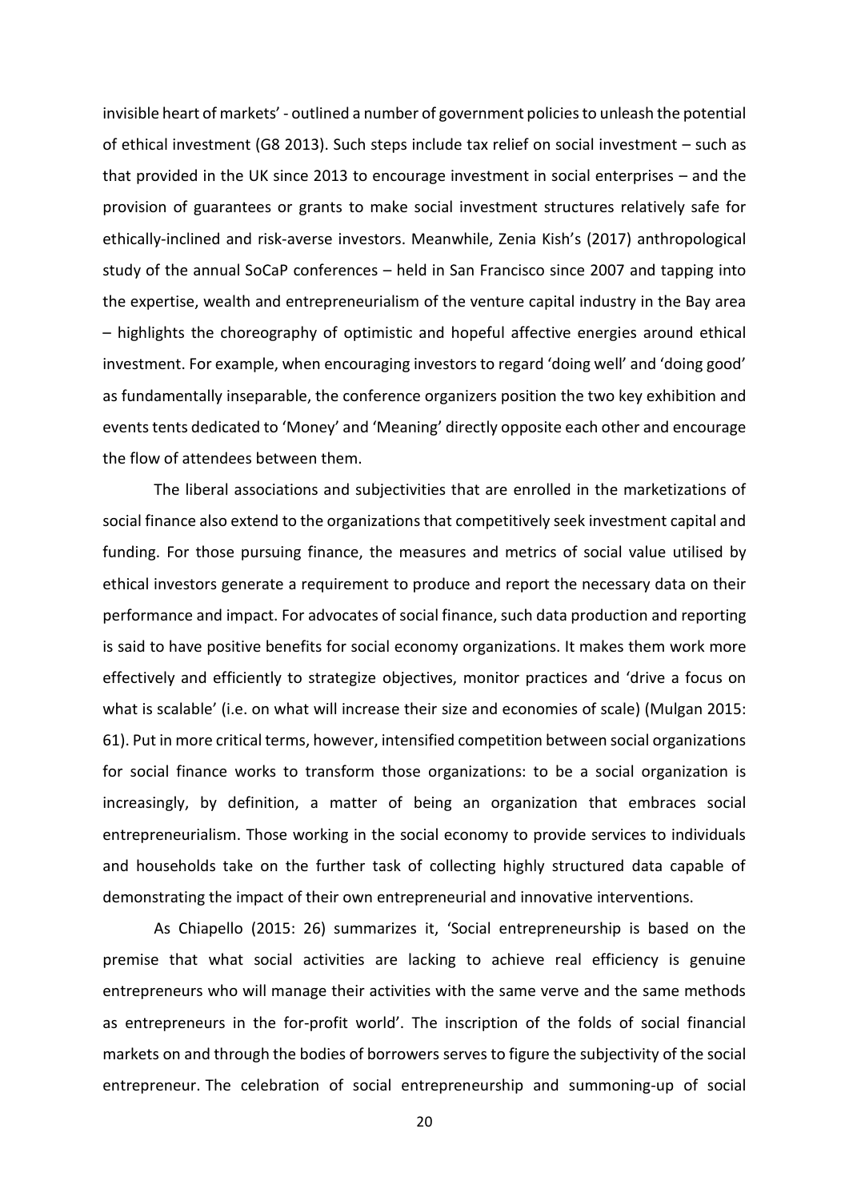invisible heart of markets' - outlined a number of government policies to unleash the potential of ethical investment (G8 2013). Such steps include tax relief on social investment – such as that provided in the UK since 2013 to encourage investment in social enterprises – and the provision of guarantees or grants to make social investment structures relatively safe for ethically-inclined and risk-averse investors. Meanwhile, Zenia Kish's (2017) anthropological study of the annual SoCaP conferences – held in San Francisco since 2007 and tapping into the expertise, wealth and entrepreneurialism of the venture capital industry in the Bay area – highlights the choreography of optimistic and hopeful affective energies around ethical investment. For example, when encouraging investors to regard 'doing well' and 'doing good' as fundamentally inseparable, the conference organizers position the two key exhibition and events tents dedicated to 'Money' and 'Meaning' directly opposite each other and encourage the flow of attendees between them.

The liberal associations and subjectivities that are enrolled in the marketizations of social finance also extend to the organizations that competitively seek investment capital and funding. For those pursuing finance, the measures and metrics of social value utilised by ethical investors generate a requirement to produce and report the necessary data on their performance and impact. For advocates of social finance, such data production and reporting is said to have positive benefits for social economy organizations. It makes them work more effectively and efficiently to strategize objectives, monitor practices and 'drive a focus on what is scalable' (i.e. on what will increase their size and economies of scale) (Mulgan 2015: 61). Put in more critical terms, however, intensified competition between social organizations for social finance works to transform those organizations: to be a social organization is increasingly, by definition, a matter of being an organization that embraces social entrepreneurialism. Those working in the social economy to provide services to individuals and households take on the further task of collecting highly structured data capable of demonstrating the impact of their own entrepreneurial and innovative interventions.

As Chiapello (2015: 26) summarizes it, 'Social entrepreneurship is based on the premise that what social activities are lacking to achieve real efficiency is genuine entrepreneurs who will manage their activities with the same verve and the same methods as entrepreneurs in the for-profit world'. The inscription of the folds of social financial markets on and through the bodies of borrowers serves to figure the subjectivity of the social entrepreneur. The celebration of social entrepreneurship and summoning-up of social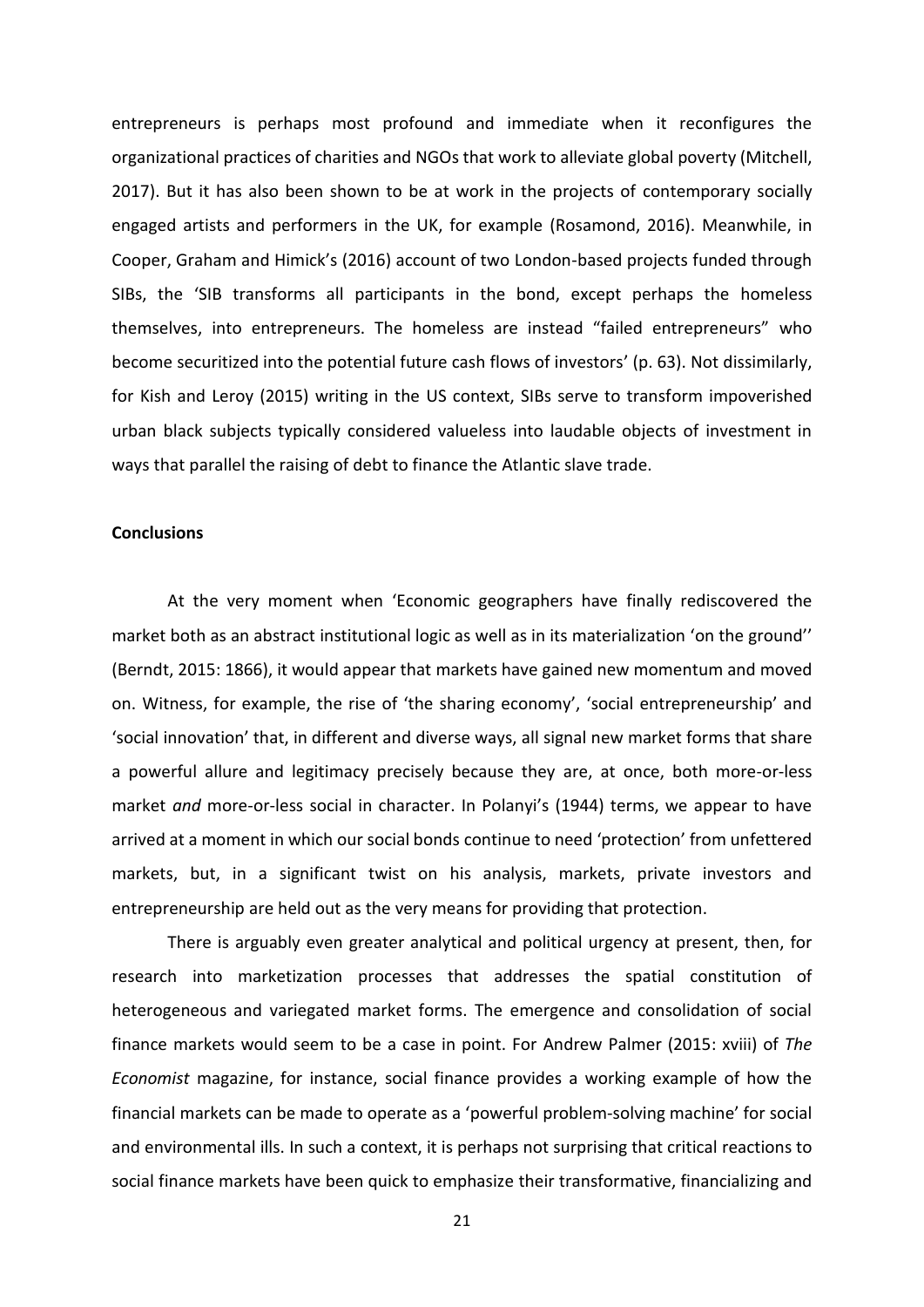entrepreneurs is perhaps most profound and immediate when it reconfigures the organizational practices of charities and NGOs that work to alleviate global poverty (Mitchell, 2017). But it has also been shown to be at work in the projects of contemporary socially engaged artists and performers in the UK, for example (Rosamond, 2016). Meanwhile, in Cooper, Graham and Himick's (2016) account of two London-based projects funded through SIBs, the 'SIB transforms all participants in the bond, except perhaps the homeless themselves, into entrepreneurs. The homeless are instead "failed entrepreneurs" who become securitized into the potential future cash flows of investors' (p. 63). Not dissimilarly, for Kish and Leroy (2015) writing in the US context, SIBs serve to transform impoverished urban black subjects typically considered valueless into laudable objects of investment in ways that parallel the raising of debt to finance the Atlantic slave trade.

**Conclusions**

At the very moment when 'Economic geographers have finally rediscovered the market both as an abstract institutional logic as well as in its materialization 'on the ground'' (Berndt, 2015: 1866), it would appear that markets have gained new momentum and moved on. Witness, for example, the rise of 'the sharing economy', 'social entrepreneurship' and 'social innovation' that, in different and diverse ways, all signal new market forms that share a powerful allure and legitimacy precisely because they are, at once, both more-or-less market *and* more-or-less social in character. In Polanyi's (1944) terms, we appear to have arrived at a moment in which our social bonds continue to need 'protection' from unfettered markets, but, in a significant twist on his analysis, markets, private investors and entrepreneurship are held out as the very means for providing that protection.

There is arguably even greater analytical and political urgency at present, then, for research into marketization processes that addresses the spatial constitution of heterogeneous and variegated market forms. The emergence and consolidation of social finance markets would seem to be a case in point. For Andrew Palmer (2015: xviii) of *The Economist* magazine, for instance, social finance provides a working example of how the financial markets can be made to operate as a 'powerful problem-solving machine' for social and environmental ills. In such a context, it is perhaps not surprising that critical reactions to social finance markets have been quick to emphasize their transformative, financializing and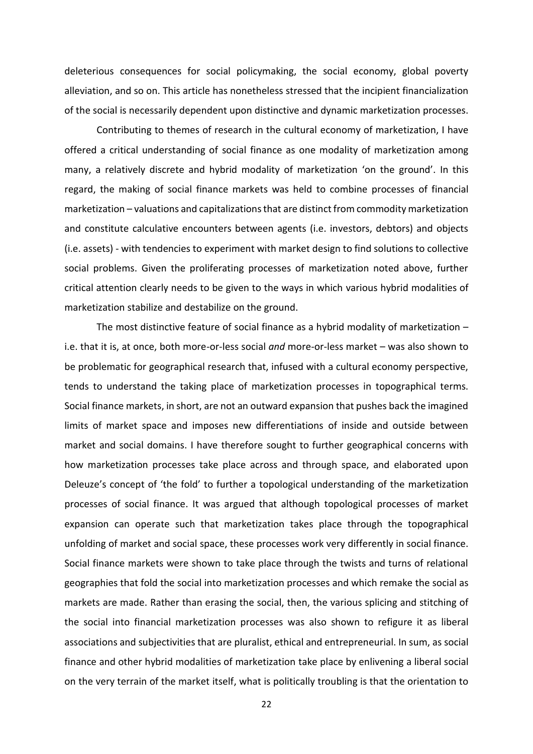deleterious consequences for social policymaking, the social economy, global poverty alleviation, and so on. This article has nonetheless stressed that the incipient financialization of the social is necessarily dependent upon distinctive and dynamic marketization processes.

Contributing to themes of research in the cultural economy of marketization, I have offered a critical understanding of social finance as one modality of marketization among many, a relatively discrete and hybrid modality of marketization 'on the ground'. In this regard, the making of social finance markets was held to combine processes of financial marketization – valuations and capitalizations that are distinct from commodity marketization and constitute calculative encounters between agents (i.e. investors, debtors) and objects (i.e. assets) - with tendencies to experiment with market design to find solutions to collective social problems. Given the proliferating processes of marketization noted above, further critical attention clearly needs to be given to the ways in which various hybrid modalities of marketization stabilize and destabilize on the ground.

The most distinctive feature of social finance as a hybrid modality of marketization – i.e. that it is, at once, both more-or-less social *and* more-or-less market – was also shown to be problematic for geographical research that, infused with a cultural economy perspective, tends to understand the taking place of marketization processes in topographical terms. Social finance markets, in short, are not an outward expansion that pushes back the imagined limits of market space and imposes new differentiations of inside and outside between market and social domains. I have therefore sought to further geographical concerns with how marketization processes take place across and through space, and elaborated upon Deleuze's concept of 'the fold' to further a topological understanding of the marketization processes of social finance. It was argued that although topological processes of market expansion can operate such that marketization takes place through the topographical unfolding of market and social space, these processes work very differently in social finance. Social finance markets were shown to take place through the twists and turns of relational geographies that fold the social into marketization processes and which remake the social as markets are made. Rather than erasing the social, then, the various splicing and stitching of the social into financial marketization processes was also shown to refigure it as liberal associations and subjectivities that are pluralist, ethical and entrepreneurial. In sum, as social finance and other hybrid modalities of marketization take place by enlivening a liberal social on the very terrain of the market itself, what is politically troubling is that the orientation to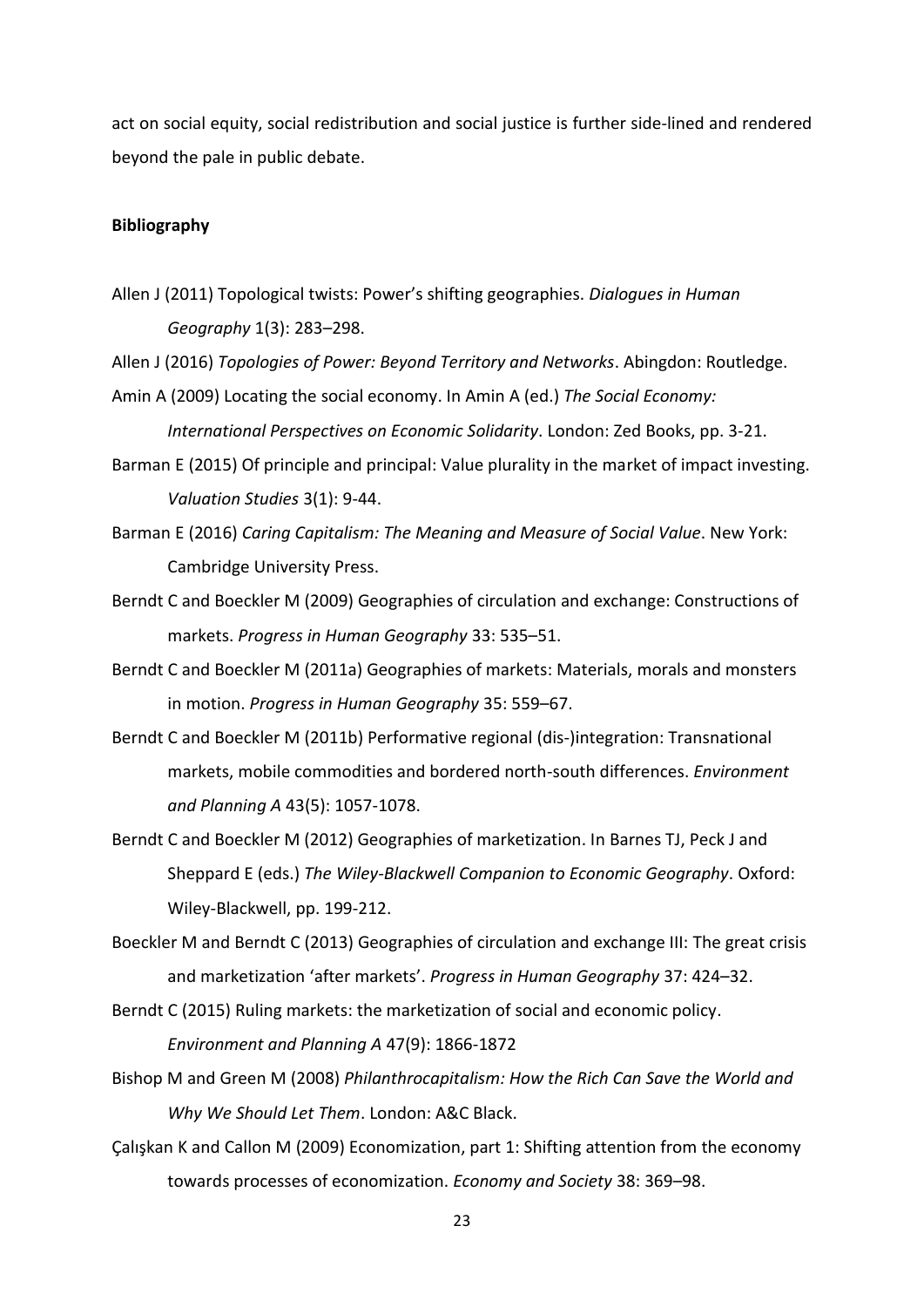act on social equity, social redistribution and social justice is further side-lined and rendered beyond the pale in public debate.

## Bibliography

Allen J (2011) Topological twists: Power's shifting geographies. *Dialogues in Human Geography* 1(3): 283–298.

Allen J (2016) *Topologies of Power: Beyond Territory and Networks*. Abingdon: Routledge.

Amin A (2009) Locating the social economy. In Amin A (ed.) *The Social Economy: International Perspectives on Economic Solidarity*. London: Zed Books, pp. 3-21.

Barman E (2015) Of principle and principal: Value plurality in the market of impact investing. *Valuation Studies* 3(1): 9-44.

Barman E (2016) *Caring Capitalism: The Meaning and Measure of Social Value*. New York: Cambridge University Press.

Berndt C and Boeckler M (2009) Geographies of circulation and exchange: Constructions of markets. *Progress in Human Geography* 33: 535–51.

Berndt C and Boeckler M (2011a) Geographies of markets: Materials, morals and monsters in motion. *Progress in Human Geography* 35: 559–67.

Berndt C and Boeckler M (2011b) Performative regional (dis-)integration: Transnational markets, mobile commodities and bordered north-south differences. *Environment and Planning A* 43(5): 1057-1078.

Berndt C and Boeckler M (2012) Geographies of marketization. In Barnes TJ, Peck J and Sheppard E (eds.) *The Wiley-Blackwell Companion to Economic Geography*. Oxford: Wiley-Blackwell, pp. 199-212.

Boeckler M and Berndt C (2013) Geographies of circulation and exchange III: The great crisis and marketization 'after markets'. *Progress in Human Geography* 37: 424–32.

Berndt C (2015) Ruling markets: the marketization of social and economic policy. *Environment and Planning A* 47(9): 1866-1872

Bishop M and Green M (2008) *Philanthrocapitalism: How the Rich Can Save the World and Why We Should Let Them*. London: A&C Black.

Çalışkan K and Callon M (2009) Economization, part 1: Shifting attention from the economy towards processes of economization. *Economy and Society* 38: 369–98.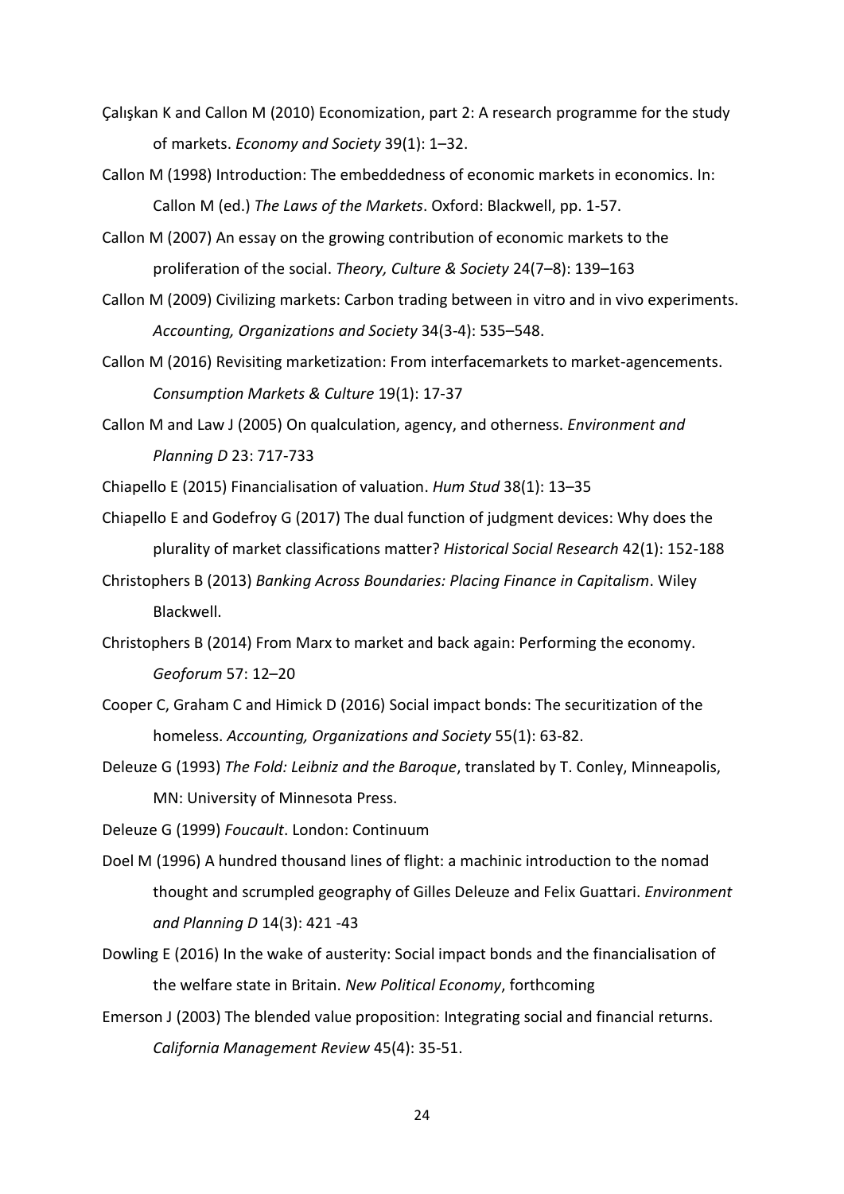Çalışkan K and Callon M (2010) Economization, part 2: A research programme for the study of markets. *Economy and Society* 39(1): 1–32.

Callon M (1998) Introduction: The embeddedness of economic markets in economics. In: Callon M (ed.) *The Laws of the Markets*. Oxford: Blackwell, pp. 1-57.

Callon M (2007) An essay on the growing contribution of economic markets to the proliferation of the social. *Theory, Culture & Society* 24(7–8): 139–163

Callon M (2009) Civilizing markets: Carbon trading between in vitro and in vivo experiments. *Accounting, Organizations and Society* 34(3-4): 535–548.

Callon M (2016) Revisiting marketization: From interfacemarkets to market-agencements. *Consumption Markets & Culture* 19(1): 17-37

Callon M and Law J (2005) On qualculation, agency, and otherness. *Environment and Planning D* 23: 717-733

Chiapello E (2015) Financialisation of valuation. *Hum Stud* 38(1): 13–35

Chiapello E and Godefroy G (2017) The dual function of judgment devices: Why does the plurality of market classifications matter? *Historical Social Research* 42(1): 152-188

Christophers B (2013) *Banking Across Boundaries: Placing Finance in Capitalism*. Wiley Blackwell.

Christophers B (2014) From Marx to market and back again: Performing the economy. *Geoforum* 57: 12–20

Cooper C, Graham C and Himick D (2016) Social impact bonds: The securitization of the homeless. *Accounting, Organizations and Society* 55(1): 63-82.

Deleuze G (1993) *The Fold: Leibniz and the Baroque*, translated by T. Conley, Minneapolis, MN: University of Minnesota Press.

Deleuze G (1999) *Foucault*. London: Continuum

Doel M (1996) A hundred thousand lines of flight: a machinic introduction to the nomad thought and scrumpled geography of Gilles Deleuze and Felix Guattari. *Environment and Planning D* 14(3): 421 -43

Dowling E (2016) In the wake of austerity: Social impact bonds and the financialisation of the welfare state in Britain. *New Political Economy*, forthcoming

Emerson J (2003) The blended value proposition: Integrating social and financial returns. *California Management Review* 45(4): 35-51.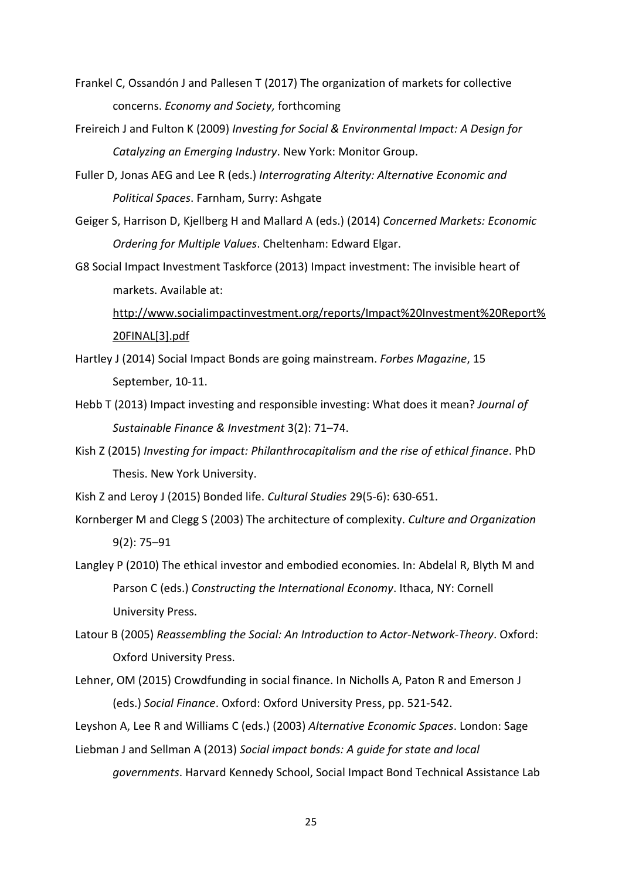Frankel C, Ossandón J and Pallesen T (2017) The organization of markets for collective concerns. *Economy and Society,* forthcoming

Freireich J and Fulton K (2009) *Investing for Social & Environmental Impact: A Design for Catalyzing an Emerging Industry*. New York: Monitor Group.

Fuller D, Jonas AEG and Lee R (eds.) *Interrograting Alterity: Alternative Economic and Political Spaces*. Farnham, Surry: Ashgate

Geiger S, Harrison D, Kjellberg H and Mallard A (eds.) (2014) *Concerned Markets: Economic Ordering for Multiple Values*. Cheltenham: Edward Elgar.

G8 Social Impact Investment Taskforce (2013) Impact investment: The invisible heart of markets. Available at: http://www.socialimpactinvestment.org/reports/Impact%20Investment%20Report%20FINAL[3].pdf

Hartley J (2014) Social Impact Bonds are going mainstream. *Forbes Magazine*, 15 September, 10-11.

Hebb T (2013) Impact investing and responsible investing: What does it mean? *Journal of Sustainable Finance & Investment* 3(2): 71–74.

Kish Z (2015) *Investing for impact: Philanthrocapitalism and the rise of ethical finance*. PhD Thesis. New York University.

Kish Z and Leroy J (2015) Bonded life. *Cultural Studies* 29(5-6): 630-651.

Kornberger M and Clegg S (2003) The architecture of complexity. *Culture and Organization* 9(2): 75–91

Langley P (2010) The ethical investor and embodied economies. In: Abdelal R, Blyth M and Parson C (eds.) *Constructing the International Economy*. Ithaca, NY: Cornell University Press.

Latour B (2005) *Reassembling the Social: An Introduction to Actor-Network-Theory*. Oxford: Oxford University Press.

Lehner, OM (2015) Crowdfunding in social finance. In Nicholls A, Paton R and Emerson J (eds.) *Social Finance*. Oxford: Oxford University Press, pp. 521-542.

Leyshon A, Lee R and Williams C (eds.) (2003) *Alternative Economic Spaces*. London: Sage

Liebman J and Sellman A (2013) *Social impact bonds: A guide for state and local governments*. Harvard Kennedy School, Social Impact Bond Technical Assistance Lab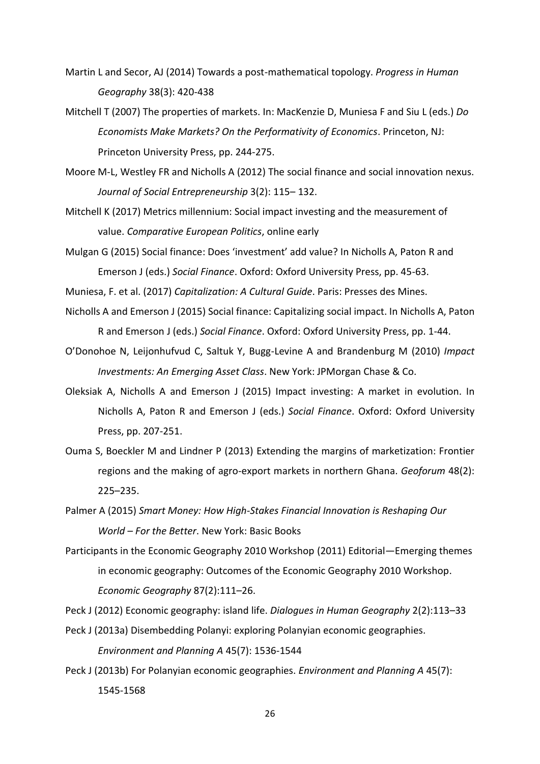Martin L and Secor, AJ (2014) Towards a post-mathematical topology. *Progress in Human Geography* 38(3): 420-438

Mitchell T (2007) The properties of markets. In: MacKenzie D, Muniesa F and Siu L (eds.) *Do Economists Make Markets? On the Performativity of Economics*. Princeton, NJ: Princeton University Press, pp. 244-275.

Moore M-L, Westley FR and Nicholls A (2012) The social finance and social innovation nexus. *Journal of Social Entrepreneurship* 3(2): 115– 132.

Mitchell K (2017) Metrics millennium: Social impact investing and the measurement of value. *Comparative European Politics*, online early

Mulgan G (2015) Social finance: Does 'investment' add value? In Nicholls A, Paton R and Emerson J (eds.) *Social Finance*. Oxford: Oxford University Press, pp. 45-63.

Muniesa, F. et al. (2017) *Capitalization: A Cultural Guide*. Paris: Presses des Mines.

Nicholls A and Emerson J (2015) Social finance: Capitalizing social impact. In Nicholls A, Paton R and Emerson J (eds.) *Social Finance*. Oxford: Oxford University Press, pp. 1-44.

O'Donohoe N, Leijonhufvud C, Saltuk Y, Bugg-Levine A and Brandenburg M (2010) *Impact Investments: An Emerging Asset Class*. New York: JPMorgan Chase & Co.

Oleksiak A, Nicholls A and Emerson J (2015) Impact investing: A market in evolution. In Nicholls A, Paton R and Emerson J (eds.) *Social Finance*. Oxford: Oxford University Press, pp. 207-251.

Ouma S, Boeckler M and Lindner P (2013) Extending the margins of marketization: Frontier regions and the making of agro-export markets in northern Ghana. *Geoforum* 48(2): 225–235.

Palmer A (2015) *Smart Money: How High-Stakes Financial Innovation is Reshaping Our World – For the Better*. New York: Basic Books

Participants in the Economic Geography 2010 Workshop (2011) Editorial—Emerging themes in economic geography: Outcomes of the Economic Geography 2010 Workshop. *Economic Geography* 87(2):111–26.

Peck J (2012) Economic geography: island life. *Dialogues in Human Geography* 2(2):113–33

Peck J (2013a) Disembedding Polanyi: exploring Polanyian economic geographies. *Environment and Planning A* 45(7): 1536-1544

Peck J (2013b) For Polanyian economic geographies. *Environment and Planning A* 45(7): 1545-1568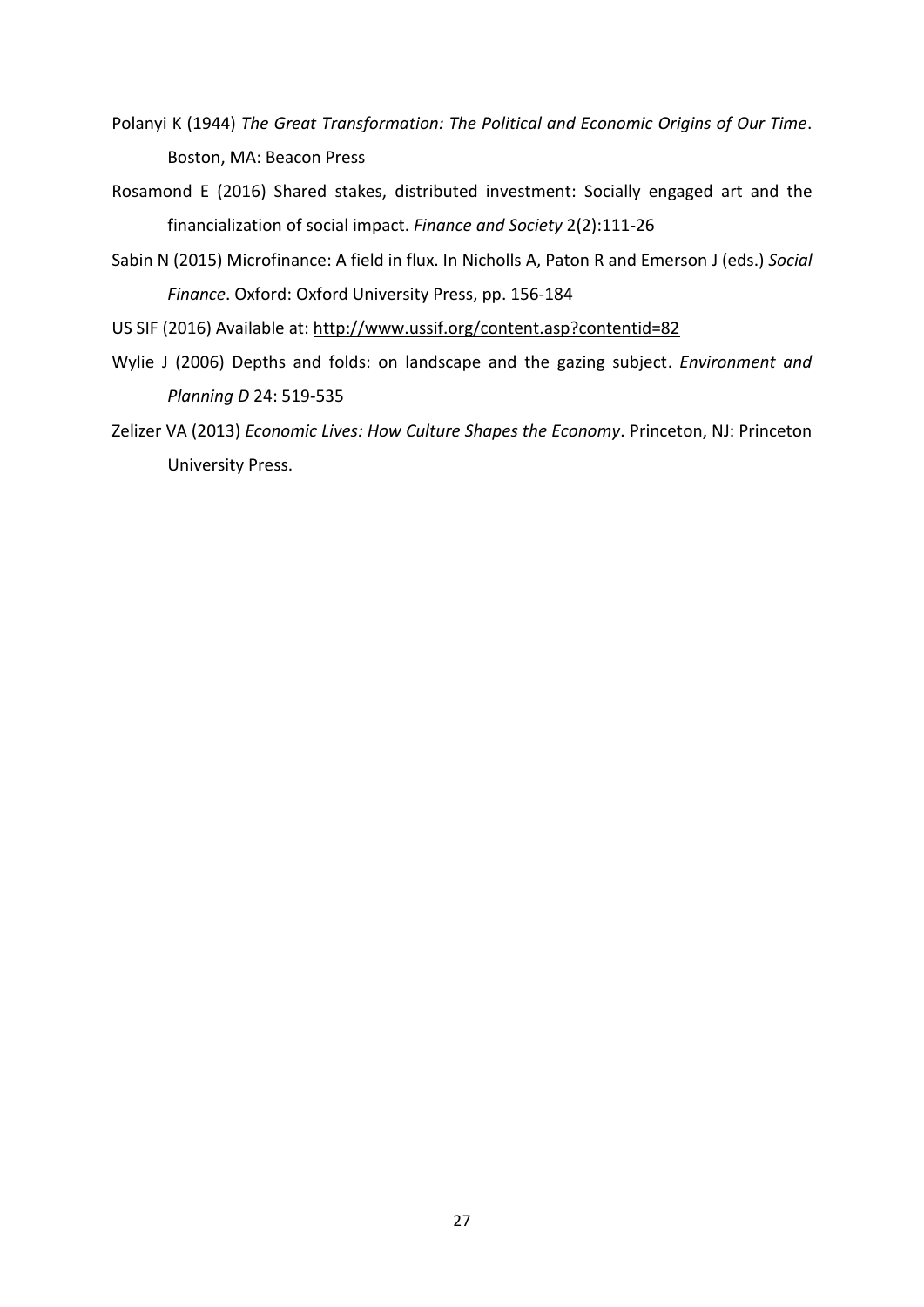Polanyi K (1944) *The Great Transformation: The Political and Economic Origins of Our Time*. Boston, MA: Beacon Press

Rosamond E (2016) Shared stakes, distributed investment: Socially engaged art and the financialization of social impact. *Finance and Society* 2(2):111-26

Sabin N (2015) Microfinance: A field in flux. In Nicholls A, Paton R and Emerson J (eds.) *Social Finance*. Oxford: Oxford University Press, pp. 156-184

US SIF (2016) Available at: http://www.ussif.org/content.asp?contentid=82

Wylie J (2006) Depths and folds: on landscape and the gazing subject. *Environment and Planning D* 24: 519-535

Zelizer VA (2013) *Economic Lives: How Culture Shapes the Economy*. Princeton, NJ: Princeton University Press.